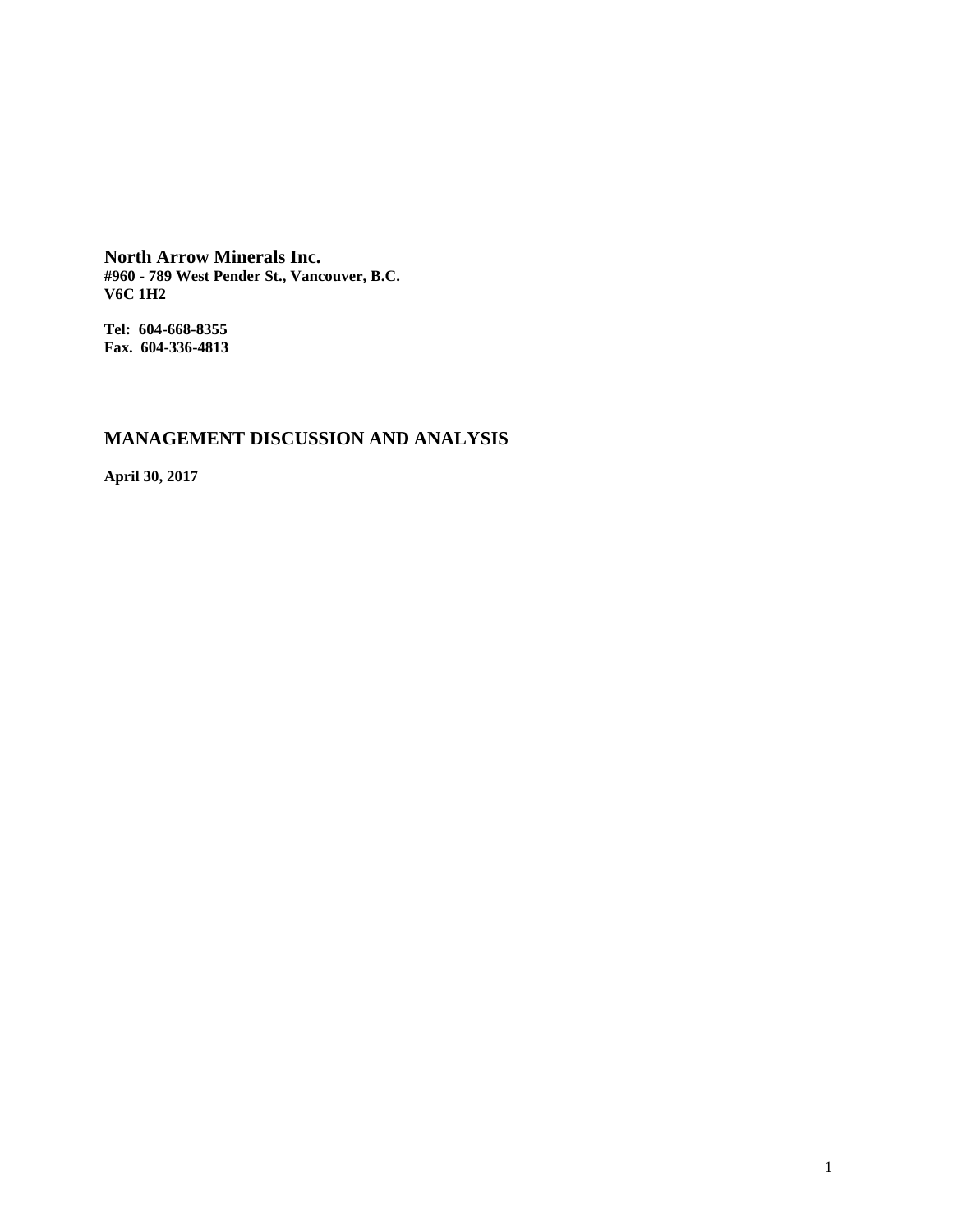**North Arrow Minerals Inc.**
**#960 - 789 West Pender St., Vancouver, B.C.**
**V6C 1H2**

**Tel: 604-668-8355**
**Fax. 604-336-4813**

## MANAGEMENT DISCUSSION AND ANALYSIS

**April 30, 2017**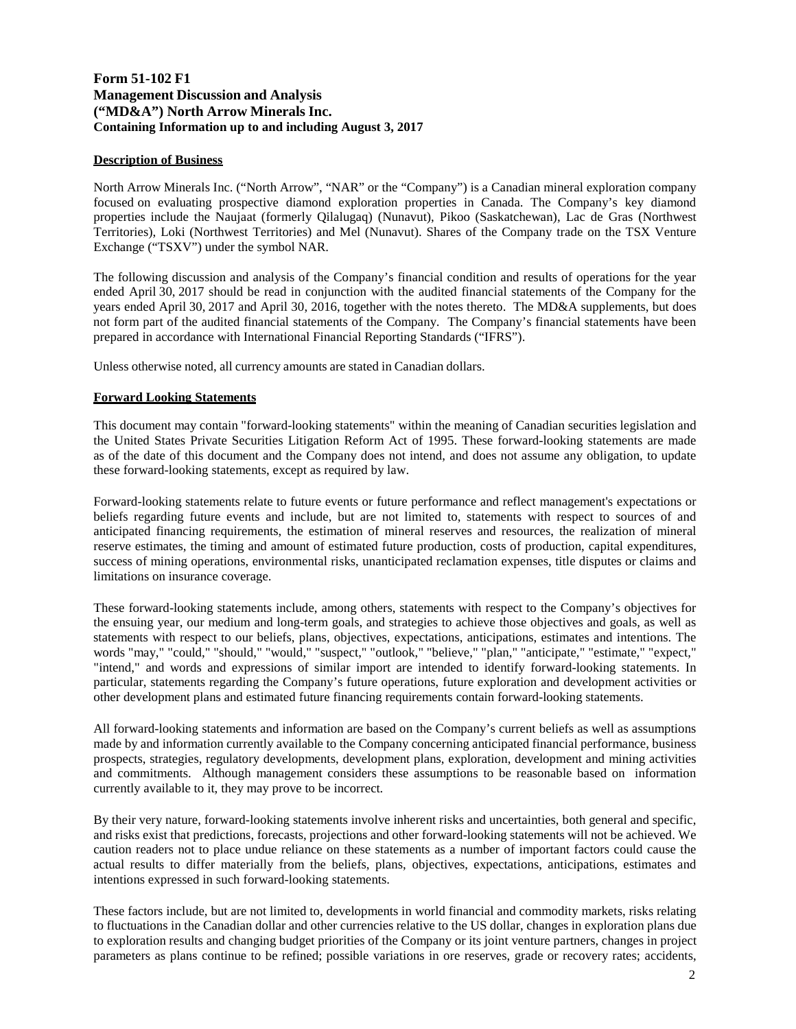**Form 51-102 F1**
**Management Discussion and Analysis**
**("MD&A") North Arrow Minerals Inc.**
**Containing Information up to and including August 3, 2017**

## Description of Business

North Arrow Minerals Inc. ("North Arrow", "NAR" or the "Company") is a Canadian mineral exploration company focused on evaluating prospective diamond exploration properties in Canada. The Company's key diamond properties include the Naujaat (formerly Qilalugaq) (Nunavut), Pikoo (Saskatchewan), Lac de Gras (Northwest Territories), Loki (Northwest Territories) and Mel (Nunavut). Shares of the Company trade on the TSX Venture Exchange ("TSXV") under the symbol NAR.

The following discussion and analysis of the Company's financial condition and results of operations for the year ended April 30, 2017 should be read in conjunction with the audited financial statements of the Company for the years ended April 30, 2017 and April 30, 2016, together with the notes thereto. The MD&A supplements, but does not form part of the audited financial statements of the Company. The Company's financial statements have been prepared in accordance with International Financial Reporting Standards ("IFRS").

Unless otherwise noted, all currency amounts are stated in Canadian dollars.

## Forward Looking Statements

This document may contain "forward-looking statements" within the meaning of Canadian securities legislation and the United States Private Securities Litigation Reform Act of 1995. These forward-looking statements are made as of the date of this document and the Company does not intend, and does not assume any obligation, to update these forward-looking statements, except as required by law.

Forward-looking statements relate to future events or future performance and reflect management's expectations or beliefs regarding future events and include, but are not limited to, statements with respect to sources of and anticipated financing requirements, the estimation of mineral reserves and resources, the realization of mineral reserve estimates, the timing and amount of estimated future production, costs of production, capital expenditures, success of mining operations, environmental risks, unanticipated reclamation expenses, title disputes or claims and limitations on insurance coverage.

These forward-looking statements include, among others, statements with respect to the Company's objectives for the ensuing year, our medium and long-term goals, and strategies to achieve those objectives and goals, as well as statements with respect to our beliefs, plans, objectives, expectations, anticipations, estimates and intentions. The words "may," "could," "should," "would," "suspect," "outlook," "believe," "plan," "anticipate," "estimate," "expect," "intend," and words and expressions of similar import are intended to identify forward-looking statements. In particular, statements regarding the Company's future operations, future exploration and development activities or other development plans and estimated future financing requirements contain forward-looking statements.

All forward-looking statements and information are based on the Company's current beliefs as well as assumptions made by and information currently available to the Company concerning anticipated financial performance, business prospects, strategies, regulatory developments, development plans, exploration, development and mining activities and commitments. Although management considers these assumptions to be reasonable based on information currently available to it, they may prove to be incorrect.

By their very nature, forward-looking statements involve inherent risks and uncertainties, both general and specific, and risks exist that predictions, forecasts, projections and other forward-looking statements will not be achieved. We caution readers not to place undue reliance on these statements as a number of important factors could cause the actual results to differ materially from the beliefs, plans, objectives, expectations, anticipations, estimates and intentions expressed in such forward-looking statements.

These factors include, but are not limited to, developments in world financial and commodity markets, risks relating to fluctuations in the Canadian dollar and other currencies relative to the US dollar, changes in exploration plans due to exploration results and changing budget priorities of the Company or its joint venture partners, changes in project parameters as plans continue to be refined; possible variations in ore reserves, grade or recovery rates; accidents,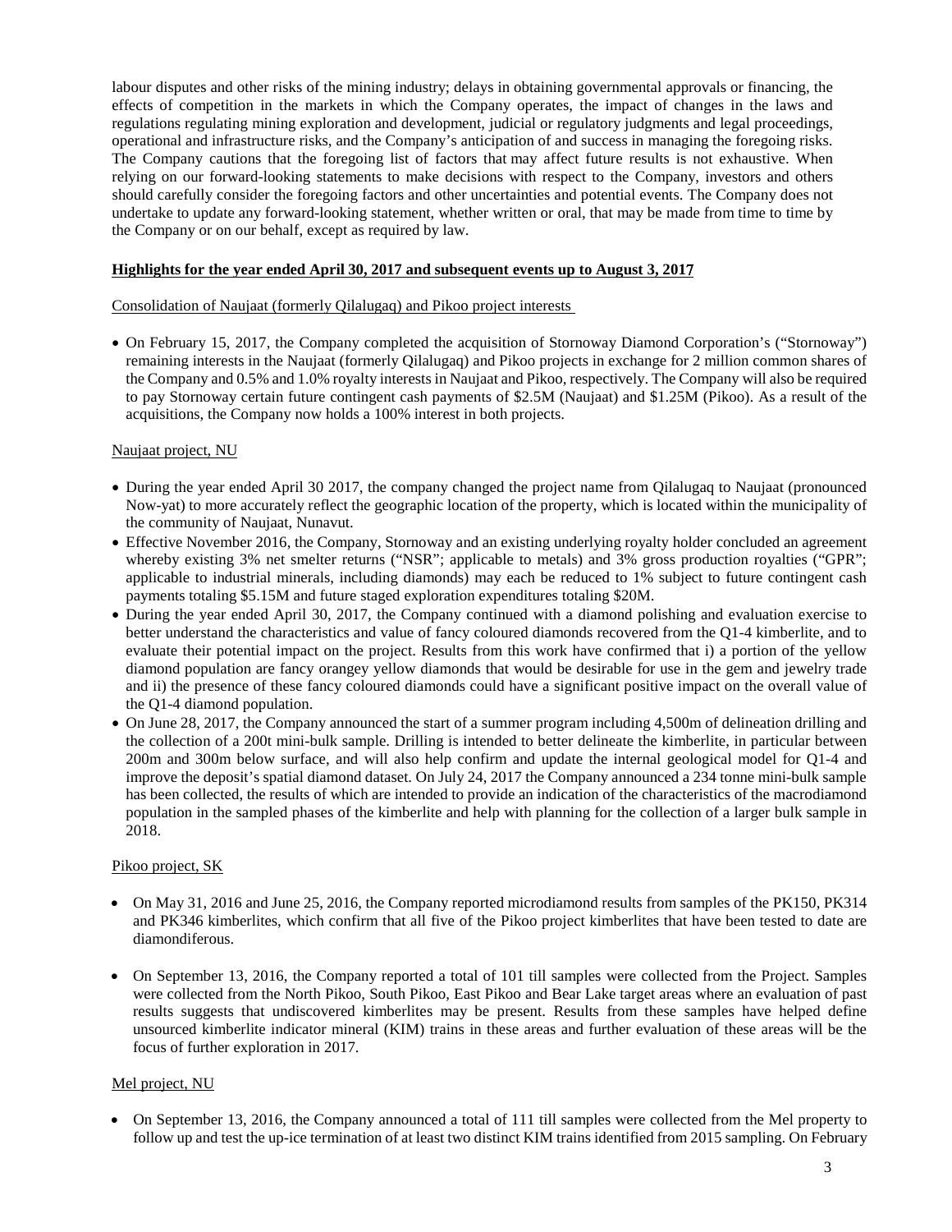labour disputes and other risks of the mining industry; delays in obtaining governmental approvals or financing, the effects of competition in the markets in which the Company operates, the impact of changes in the laws and regulations regulating mining exploration and development, judicial or regulatory judgments and legal proceedings, operational and infrastructure risks, and the Company's anticipation of and success in managing the foregoing risks. The Company cautions that the foregoing list of factors that may affect future results is not exhaustive. When relying on our forward-looking statements to make decisions with respect to the Company, investors and others should carefully consider the foregoing factors and other uncertainties and potential events. The Company does not undertake to update any forward-looking statement, whether written or oral, that may be made from time to time by the Company or on our behalf, except as required by law.

## Highlights for the year ended April 30, 2017 and subsequent events up to August 3, 2017

### Consolidation of Naujaat (formerly Qilalugaq) and Pikoo project interests

- On February 15, 2017, the Company completed the acquisition of Stornoway Diamond Corporation's ("Stornoway") remaining interests in the Naujaat (formerly Qilalugaq) and Pikoo projects in exchange for 2 million common shares of the Company and 0.5% and 1.0% royalty interests in Naujaat and Pikoo, respectively. The Company will also be required to pay Stornoway certain future contingent cash payments of $2.5M (Naujaat) and $1.25M (Pikoo). As a result of the acquisitions, the Company now holds a 100% interest in both projects.

### Naujaat project, NU

- During the year ended April 30 2017, the company changed the project name from Qilalugaq to Naujaat (pronounced Now-yat) to more accurately reflect the geographic location of the property, which is located within the municipality of the community of Naujaat, Nunavut.
- Effective November 2016, the Company, Stornoway and an existing underlying royalty holder concluded an agreement whereby existing 3% net smelter returns ("NSR"; applicable to metals) and 3% gross production royalties ("GPR"; applicable to industrial minerals, including diamonds) may each be reduced to 1% subject to future contingent cash payments totaling $5.15M and future staged exploration expenditures totaling $20M.
- During the year ended April 30, 2017, the Company continued with a diamond polishing and evaluation exercise to better understand the characteristics and value of fancy coloured diamonds recovered from the Q1-4 kimberlite, and to evaluate their potential impact on the project. Results from this work have confirmed that i) a portion of the yellow diamond population are fancy orangey yellow diamonds that would be desirable for use in the gem and jewelry trade and ii) the presence of these fancy coloured diamonds could have a significant positive impact on the overall value of the Q1-4 diamond population.
- On June 28, 2017, the Company announced the start of a summer program including 4,500m of delineation drilling and the collection of a 200t mini-bulk sample. Drilling is intended to better delineate the kimberlite, in particular between 200m and 300m below surface, and will also help confirm and update the internal geological model for Q1-4 and improve the deposit's spatial diamond dataset. On July 24, 2017 the Company announced a 234 tonne mini-bulk sample has been collected, the results of which are intended to provide an indication of the characteristics of the macrodiamond population in the sampled phases of the kimberlite and help with planning for the collection of a larger bulk sample in 2018.

### Pikoo project, SK

- On May 31, 2016 and June 25, 2016, the Company reported microdiamond results from samples of the PK150, PK314 and PK346 kimberlites, which confirm that all five of the Pikoo project kimberlites that have been tested to date are diamondiferous.
- On September 13, 2016, the Company reported a total of 101 till samples were collected from the Project. Samples were collected from the North Pikoo, South Pikoo, East Pikoo and Bear Lake target areas where an evaluation of past results suggests that undiscovered kimberlites may be present. Results from these samples have helped define unsourced kimberlite indicator mineral (KIM) trains in these areas and further evaluation of these areas will be the focus of further exploration in 2017.

### Mel project, NU

- On September 13, 2016, the Company announced a total of 111 till samples were collected from the Mel property to follow up and test the up-ice termination of at least two distinct KIM trains identified from 2015 sampling. On February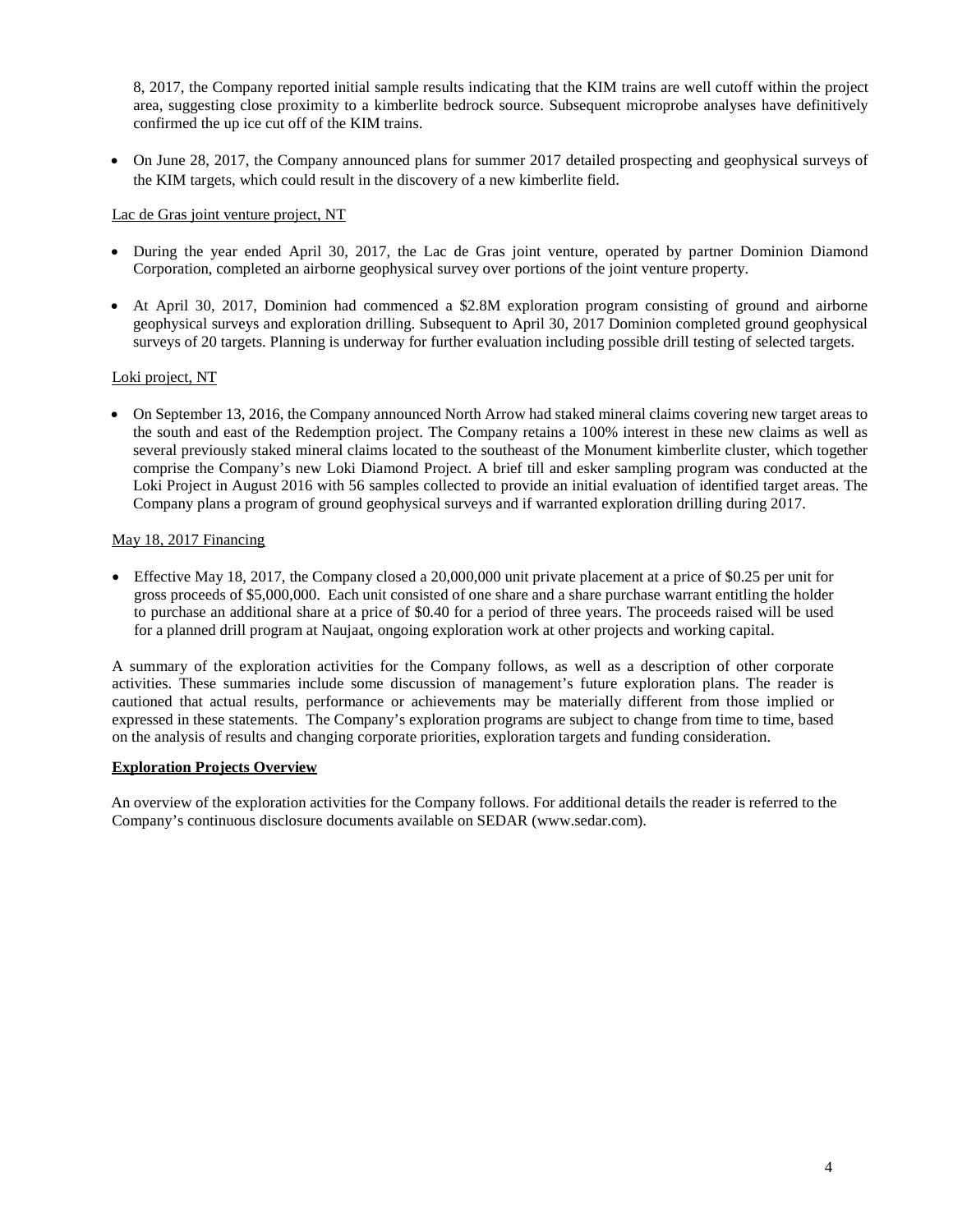8, 2017, the Company reported initial sample results indicating that the KIM trains are well cutoff within the project area, suggesting close proximity to a kimberlite bedrock source. Subsequent microprobe analyses have definitively confirmed the up ice cut off of the KIM trains.

- On June 28, 2017, the Company announced plans for summer 2017 detailed prospecting and geophysical surveys of the KIM targets, which could result in the discovery of a new kimberlite field.

Lac de Gras joint venture project, NT

- During the year ended April 30, 2017, the Lac de Gras joint venture, operated by partner Dominion Diamond Corporation, completed an airborne geophysical survey over portions of the joint venture property.
- At April 30, 2017, Dominion had commenced a $2.8M exploration program consisting of ground and airborne geophysical surveys and exploration drilling. Subsequent to April 30, 2017 Dominion completed ground geophysical surveys of 20 targets. Planning is underway for further evaluation including possible drill testing of selected targets.

Loki project, NT

- On September 13, 2016, the Company announced North Arrow had staked mineral claims covering new target areas to the south and east of the Redemption project. The Company retains a 100% interest in these new claims as well as several previously staked mineral claims located to the southeast of the Monument kimberlite cluster, which together comprise the Company's new Loki Diamond Project. A brief till and esker sampling program was conducted at the Loki Project in August 2016 with 56 samples collected to provide an initial evaluation of identified target areas. The Company plans a program of ground geophysical surveys and if warranted exploration drilling during 2017.

May 18, 2017 Financing

- Effective May 18, 2017, the Company closed a 20,000,000 unit private placement at a price of $0.25 per unit for gross proceeds of $5,000,000. Each unit consisted of one share and a share purchase warrant entitling the holder to purchase an additional share at a price of $0.40 for a period of three years. The proceeds raised will be used for a planned drill program at Naujaat, ongoing exploration work at other projects and working capital.

A summary of the exploration activities for the Company follows, as well as a description of other corporate activities. These summaries include some discussion of management's future exploration plans. The reader is cautioned that actual results, performance or achievements may be materially different from those implied or expressed in these statements. The Company's exploration programs are subject to change from time to time, based on the analysis of results and changing corporate priorities, exploration targets and funding consideration.

**Exploration Projects Overview**

An overview of the exploration activities for the Company follows. For additional details the reader is referred to the Company's continuous disclosure documents available on SEDAR (www.sedar.com).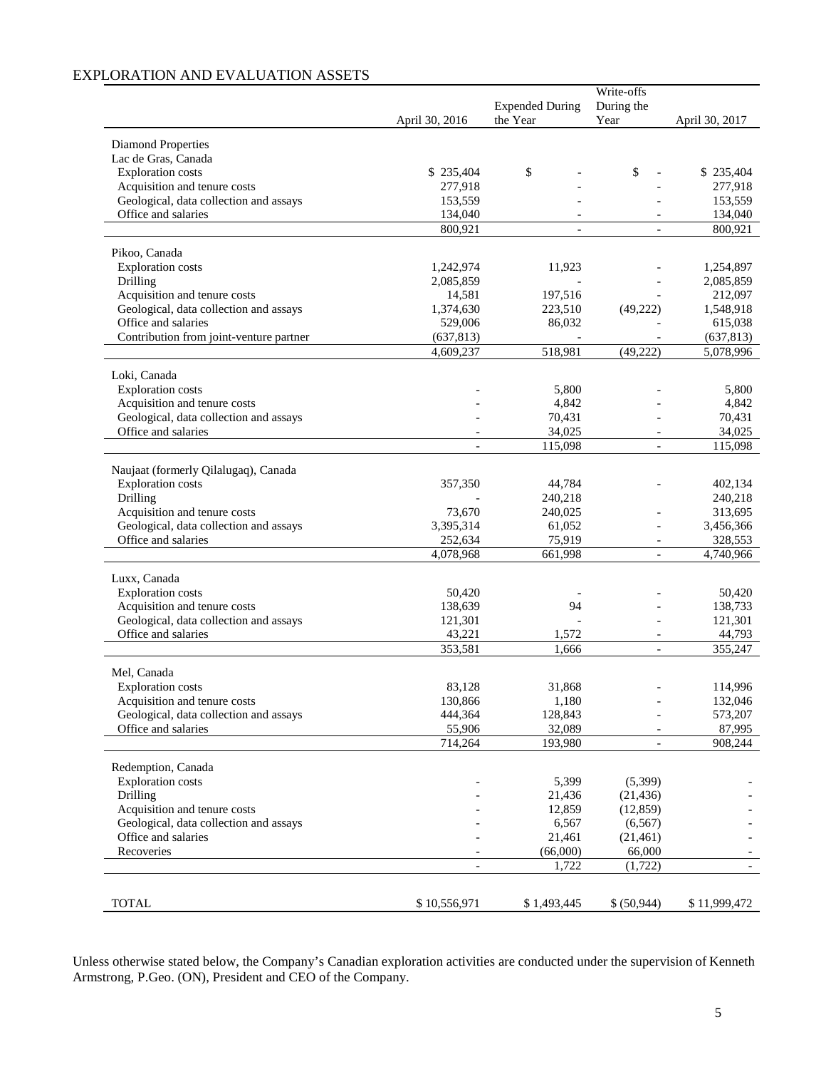## EXPLORATION AND EVALUATION ASSETS

| | April 30, 2016 | Expended During the Year | Write-offs During the Year | April 30, 2017 |
|---|---|---|---|---|
| Diamond Properties | | | | |
| Lac de Gras, Canada | | | | |
| Exploration costs | $ 235,404 | $ - | $ - | $ 235,404 |
| Acquisition and tenure costs | 277,918 | - | - | 277,918 |
| Geological, data collection and assays | 153,559 | - | - | 153,559 |
| Office and salaries | 134,040 | - | - | 134,040 |
| | 800,921 | - | - | 800,921 |
| Pikoo, Canada | | | | |
| Exploration costs | 1,242,974 | 11,923 | - | 1,254,897 |
| Drilling | 2,085,859 | - | - | 2,085,859 |
| Acquisition and tenure costs | 14,581 | 197,516 | - | 212,097 |
| Geological, data collection and assays | 1,374,630 | 223,510 | (49,222) | 1,548,918 |
| Office and salaries | 529,006 | 86,032 | - | 615,038 |
| Contribution from joint-venture partner | (637,813) | - | - | (637,813) |
| | 4,609,237 | 518,981 | (49,222) | 5,078,996 |
| Loki, Canada | | | | |
| Exploration costs | - | 5,800 | - | 5,800 |
| Acquisition and tenure costs | - | 4,842 | - | 4,842 |
| Geological, data collection and assays | - | 70,431 | - | 70,431 |
| Office and salaries | - | 34,025 | - | 34,025 |
| | - | 115,098 | - | 115,098 |
| Naujaat (formerly Qilalugaq), Canada | | | | |
| Exploration costs | 357,350 | 44,784 | - | 402,134 |
| Drilling | - | 240,218 | | 240,218 |
| Acquisition and tenure costs | 73,670 | 240,025 | - | 313,695 |
| Geological, data collection and assays | 3,395,314 | 61,052 | - | 3,456,366 |
| Office and salaries | 252,634 | 75,919 | - | 328,553 |
| | 4,078,968 | 661,998 | - | 4,740,966 |
| Luxx, Canada | | | | |
| Exploration costs | 50,420 | - | - | 50,420 |
| Acquisition and tenure costs | 138,639 | 94 | - | 138,733 |
| Geological, data collection and assays | 121,301 | - | - | 121,301 |
| Office and salaries | 43,221 | 1,572 | - | 44,793 |
| | 353,581 | 1,666 | - | 355,247 |
| Mel, Canada | | | | |
| Exploration costs | 83,128 | 31,868 | - | 114,996 |
| Acquisition and tenure costs | 130,866 | 1,180 | - | 132,046 |
| Geological, data collection and assays | 444,364 | 128,843 | - | 573,207 |
| Office and salaries | 55,906 | 32,089 | - | 87,995 |
| | 714,264 | 193,980 | - | 908,244 |
| Redemption, Canada | | | | |
| Exploration costs | - | 5,399 | (5,399) | - |
| Drilling | - | 21,436 | (21,436) | - |
| Acquisition and tenure costs | - | 12,859 | (12,859) | - |
| Geological, data collection and assays | - | 6,567 | (6,567) | - |
| Office and salaries | - | 21,461 | (21,461) | - |
| Recoveries | - | (66,000) | 66,000 | - |
| | - | 1,722 | (1,722) | - |
| TOTAL | $ 10,556,971 | $ 1,493,445 | $ (50,944) | $ 11,999,472 |

Unless otherwise stated below, the Company's Canadian exploration activities are conducted under the supervision of Kenneth Armstrong, P.Geo. (ON), President and CEO of the Company.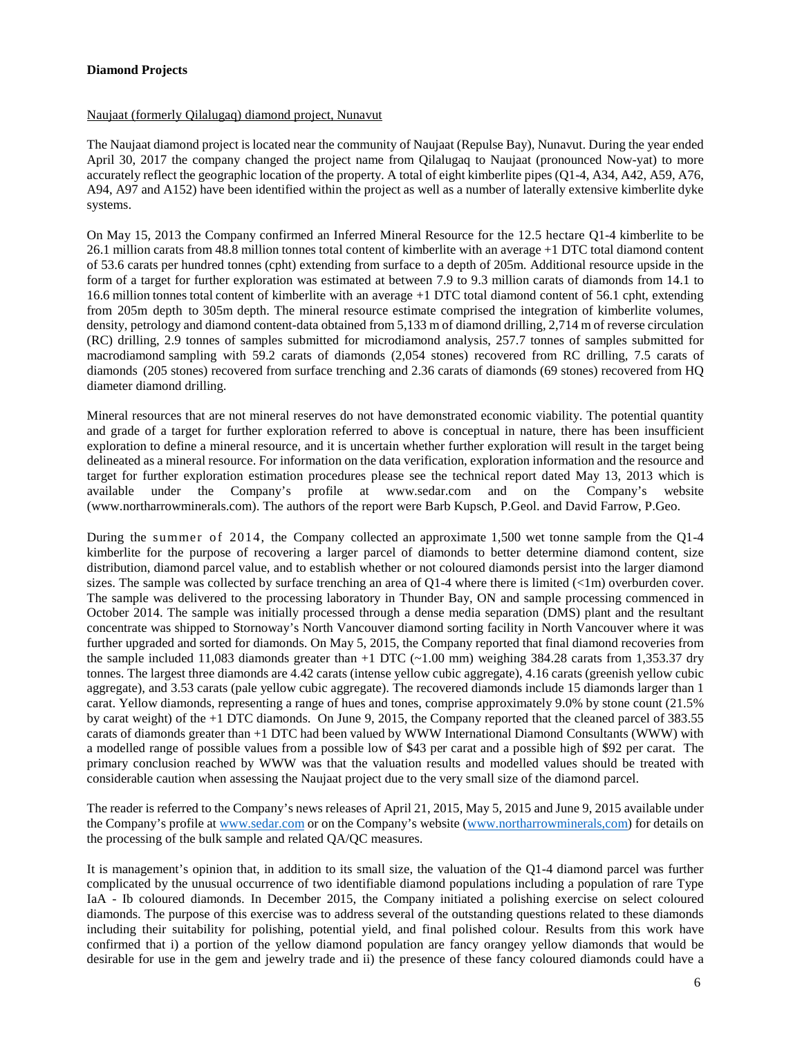**Diamond Projects**

Naujaat (formerly Qilalugaq) diamond project, Nunavut

The Naujaat diamond project is located near the community of Naujaat (Repulse Bay), Nunavut. During the year ended April 30, 2017 the company changed the project name from Qilalugaq to Naujaat (pronounced Now-yat) to more accurately reflect the geographic location of the property. A total of eight kimberlite pipes (Q1-4, A34, A42, A59, A76, A94, A97 and A152) have been identified within the project as well as a number of laterally extensive kimberlite dyke systems.

On May 15, 2013 the Company confirmed an Inferred Mineral Resource for the 12.5 hectare Q1-4 kimberlite to be 26.1 million carats from 48.8 million tonnes total content of kimberlite with an average +1 DTC total diamond content of 53.6 carats per hundred tonnes (cpht) extending from surface to a depth of 205m. Additional resource upside in the form of a target for further exploration was estimated at between 7.9 to 9.3 million carats of diamonds from 14.1 to 16.6 million tonnes total content of kimberlite with an average +1 DTC total diamond content of 56.1 cpht, extending from 205m depth to 305m depth. The mineral resource estimate comprised the integration of kimberlite volumes, density, petrology and diamond content-data obtained from 5,133 m of diamond drilling, 2,714 m of reverse circulation (RC) drilling, 2.9 tonnes of samples submitted for microdiamond analysis, 257.7 tonnes of samples submitted for macrodiamond sampling with 59.2 carats of diamonds (2,054 stones) recovered from RC drilling, 7.5 carats of diamonds (205 stones) recovered from surface trenching and 2.36 carats of diamonds (69 stones) recovered from HQ diameter diamond drilling.

Mineral resources that are not mineral reserves do not have demonstrated economic viability. The potential quantity and grade of a target for further exploration referred to above is conceptual in nature, there has been insufficient exploration to define a mineral resource, and it is uncertain whether further exploration will result in the target being delineated as a mineral resource. For information on the data verification, exploration information and the resource and target for further exploration estimation procedures please see the technical report dated May 13, 2013 which is available under the Company's profile at www.sedar.com and on the Company's website (www.northarrowminerals.com). The authors of the report were Barb Kupsch, P.Geol. and David Farrow, P.Geo.

During the summer of 2014, the Company collected an approximate 1,500 wet tonne sample from the Q1-4 kimberlite for the purpose of recovering a larger parcel of diamonds to better determine diamond content, size distribution, diamond parcel value, and to establish whether or not coloured diamonds persist into the larger diamond sizes. The sample was collected by surface trenching an area of Q1-4 where there is limited (<1m) overburden cover. The sample was delivered to the processing laboratory in Thunder Bay, ON and sample processing commenced in October 2014. The sample was initially processed through a dense media separation (DMS) plant and the resultant concentrate was shipped to Stornoway's North Vancouver diamond sorting facility in North Vancouver where it was further upgraded and sorted for diamonds. On May 5, 2015, the Company reported that final diamond recoveries from the sample included 11,083 diamonds greater than +1 DTC (~1.00 mm) weighing 384.28 carats from 1,353.37 dry tonnes. The largest three diamonds are 4.42 carats (intense yellow cubic aggregate), 4.16 carats (greenish yellow cubic aggregate), and 3.53 carats (pale yellow cubic aggregate). The recovered diamonds include 15 diamonds larger than 1 carat. Yellow diamonds, representing a range of hues and tones, comprise approximately 9.0% by stone count (21.5% by carat weight) of the +1 DTC diamonds. On June 9, 2015, the Company reported that the cleaned parcel of 383.55 carats of diamonds greater than +1 DTC had been valued by WWW International Diamond Consultants (WWW) with a modelled range of possible values from a possible low of $43 per carat and a possible high of $92 per carat. The primary conclusion reached by WWW was that the valuation results and modelled values should be treated with considerable caution when assessing the Naujaat project due to the very small size of the diamond parcel.

The reader is referred to the Company's news releases of April 21, 2015, May 5, 2015 and June 9, 2015 available under the Company's profile at www.sedar.com or on the Company's website (www.northarrowminerals,com) for details on the processing of the bulk sample and related QA/QC measures.

It is management's opinion that, in addition to its small size, the valuation of the Q1-4 diamond parcel was further complicated by the unusual occurrence of two identifiable diamond populations including a population of rare Type IaA - Ib coloured diamonds. In December 2015, the Company initiated a polishing exercise on select coloured diamonds. The purpose of this exercise was to address several of the outstanding questions related to these diamonds including their suitability for polishing, potential yield, and final polished colour. Results from this work have confirmed that i) a portion of the yellow diamond population are fancy orangey yellow diamonds that would be desirable for use in the gem and jewelry trade and ii) the presence of these fancy coloured diamonds could have a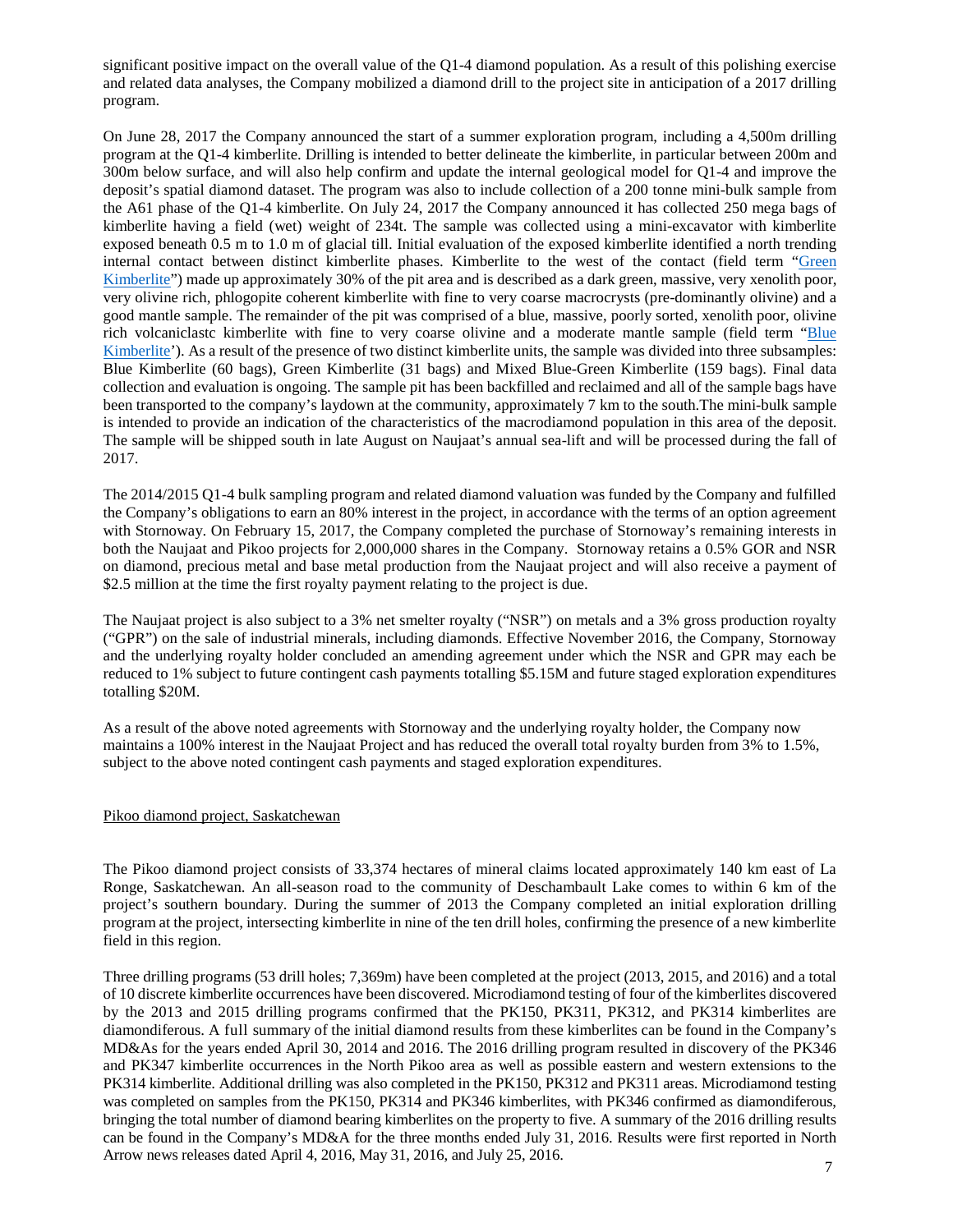significant positive impact on the overall value of the Q1-4 diamond population. As a result of this polishing exercise and related data analyses, the Company mobilized a diamond drill to the project site in anticipation of a 2017 drilling program.

On June 28, 2017 the Company announced the start of a summer exploration program, including a 4,500m drilling program at the Q1-4 kimberlite. Drilling is intended to better delineate the kimberlite, in particular between 200m and 300m below surface, and will also help confirm and update the internal geological model for Q1-4 and improve the deposit's spatial diamond dataset. The program was also to include collection of a 200 tonne mini-bulk sample from the A61 phase of the Q1-4 kimberlite. On July 24, 2017 the Company announced it has collected 250 mega bags of kimberlite having a field (wet) weight of 234t. The sample was collected using a mini-excavator with kimberlite exposed beneath 0.5 m to 1.0 m of glacial till. Initial evaluation of the exposed kimberlite identified a north trending internal contact between distinct kimberlite phases. Kimberlite to the west of the contact (field term "Green Kimberlite") made up approximately 30% of the pit area and is described as a dark green, massive, very xenolith poor, very olivine rich, phlogopite coherent kimberlite with fine to very coarse macrocrysts (pre-dominantly olivine) and a good mantle sample. The remainder of the pit was comprised of a blue, massive, poorly sorted, xenolith poor, olivine rich volcaniclastc kimberlite with fine to very coarse olivine and a moderate mantle sample (field term "Blue Kimberlite'). As a result of the presence of two distinct kimberlite units, the sample was divided into three subsamples: Blue Kimberlite (60 bags), Green Kimberlite (31 bags) and Mixed Blue-Green Kimberlite (159 bags). Final data collection and evaluation is ongoing. The sample pit has been backfilled and reclaimed and all of the sample bags have been transported to the company's laydown at the community, approximately 7 km to the south.The mini-bulk sample is intended to provide an indication of the characteristics of the macrodiamond population in this area of the deposit. The sample will be shipped south in late August on Naujaat's annual sea-lift and will be processed during the fall of 2017.

The 2014/2015 Q1-4 bulk sampling program and related diamond valuation was funded by the Company and fulfilled the Company's obligations to earn an 80% interest in the project, in accordance with the terms of an option agreement with Stornoway. On February 15, 2017, the Company completed the purchase of Stornoway's remaining interests in both the Naujaat and Pikoo projects for 2,000,000 shares in the Company. Stornoway retains a 0.5% GOR and NSR on diamond, precious metal and base metal production from the Naujaat project and will also receive a payment of $2.5 million at the time the first royalty payment relating to the project is due.

The Naujaat project is also subject to a 3% net smelter royalty ("NSR") on metals and a 3% gross production royalty ("GPR") on the sale of industrial minerals, including diamonds. Effective November 2016, the Company, Stornoway and the underlying royalty holder concluded an amending agreement under which the NSR and GPR may each be reduced to 1% subject to future contingent cash payments totalling $5.15M and future staged exploration expenditures totalling $20M.

As a result of the above noted agreements with Stornoway and the underlying royalty holder, the Company now maintains a 100% interest in the Naujaat Project and has reduced the overall total royalty burden from 3% to 1.5%, subject to the above noted contingent cash payments and staged exploration expenditures.

## Pikoo diamond project, Saskatchewan

The Pikoo diamond project consists of 33,374 hectares of mineral claims located approximately 140 km east of La Ronge, Saskatchewan. An all-season road to the community of Deschambault Lake comes to within 6 km of the project's southern boundary. During the summer of 2013 the Company completed an initial exploration drilling program at the project, intersecting kimberlite in nine of the ten drill holes, confirming the presence of a new kimberlite field in this region.

Three drilling programs (53 drill holes; 7,369m) have been completed at the project (2013, 2015, and 2016) and a total of 10 discrete kimberlite occurrences have been discovered. Microdiamond testing of four of the kimberlites discovered by the 2013 and 2015 drilling programs confirmed that the PK150, PK311, PK312, and PK314 kimberlites are diamondiferous. A full summary of the initial diamond results from these kimberlites can be found in the Company's MD&As for the years ended April 30, 2014 and 2016. The 2016 drilling program resulted in discovery of the PK346 and PK347 kimberlite occurrences in the North Pikoo area as well as possible eastern and western extensions to the PK314 kimberlite. Additional drilling was also completed in the PK150, PK312 and PK311 areas. Microdiamond testing was completed on samples from the PK150, PK314 and PK346 kimberlites, with PK346 confirmed as diamondiferous, bringing the total number of diamond bearing kimberlites on the property to five. A summary of the 2016 drilling results can be found in the Company's MD&A for the three months ended July 31, 2016. Results were first reported in North Arrow news releases dated April 4, 2016, May 31, 2016, and July 25, 2016.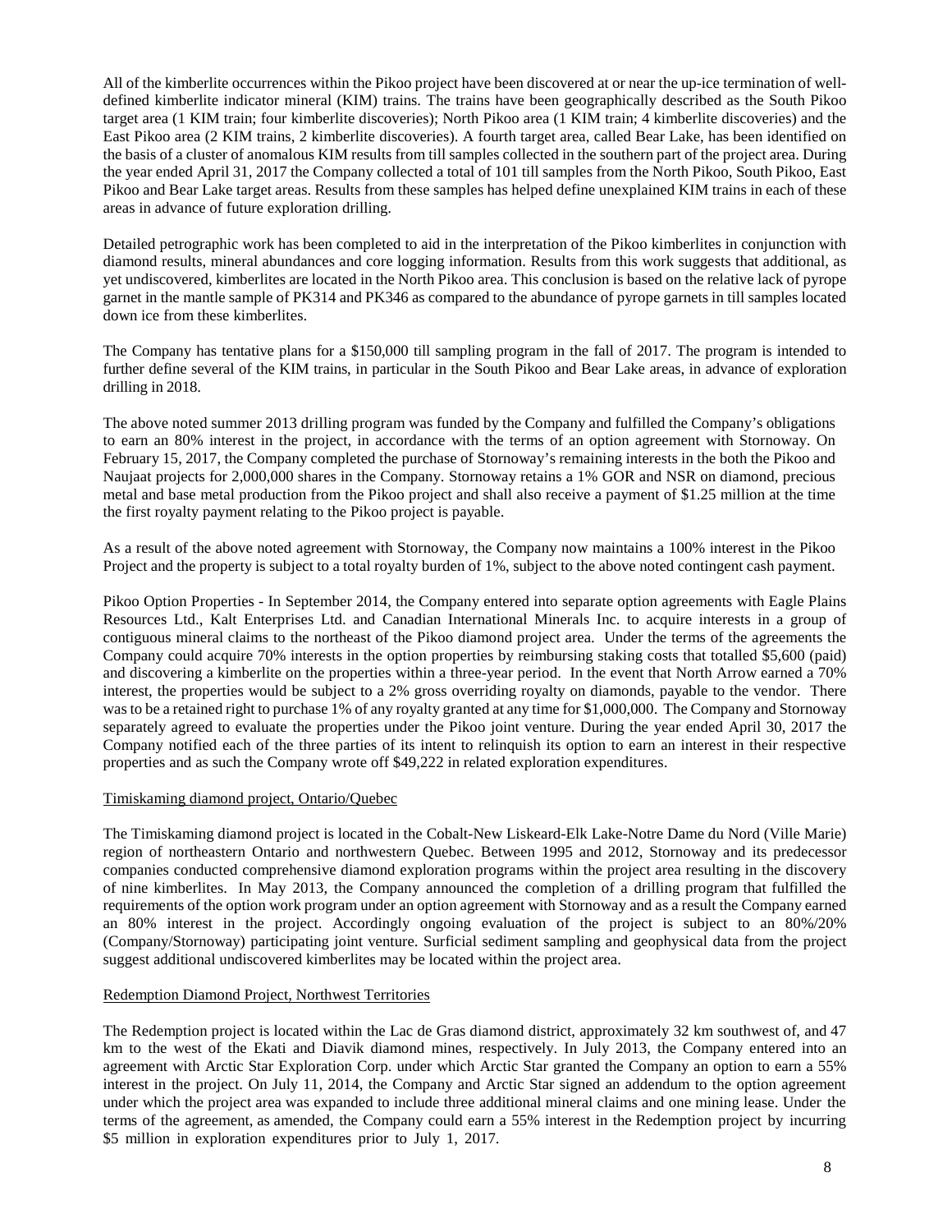All of the kimberlite occurrences within the Pikoo project have been discovered at or near the up-ice termination of well-defined kimberlite indicator mineral (KIM) trains. The trains have been geographically described as the South Pikoo target area (1 KIM train; four kimberlite discoveries); North Pikoo area (1 KIM train; 4 kimberlite discoveries) and the East Pikoo area (2 KIM trains, 2 kimberlite discoveries). A fourth target area, called Bear Lake, has been identified on the basis of a cluster of anomalous KIM results from till samples collected in the southern part of the project area. During the year ended April 31, 2017 the Company collected a total of 101 till samples from the North Pikoo, South Pikoo, East Pikoo and Bear Lake target areas. Results from these samples has helped define unexplained KIM trains in each of these areas in advance of future exploration drilling.

Detailed petrographic work has been completed to aid in the interpretation of the Pikoo kimberlites in conjunction with diamond results, mineral abundances and core logging information. Results from this work suggests that additional, as yet undiscovered, kimberlites are located in the North Pikoo area. This conclusion is based on the relative lack of pyrope garnet in the mantle sample of PK314 and PK346 as compared to the abundance of pyrope garnets in till samples located down ice from these kimberlites.

The Company has tentative plans for a \$150,000 till sampling program in the fall of 2017. The program is intended to further define several of the KIM trains, in particular in the South Pikoo and Bear Lake areas, in advance of exploration drilling in 2018.

The above noted summer 2013 drilling program was funded by the Company and fulfilled the Company's obligations to earn an 80% interest in the project, in accordance with the terms of an option agreement with Stornoway. On February 15, 2017, the Company completed the purchase of Stornoway's remaining interests in the both the Pikoo and Naujaat projects for 2,000,000 shares in the Company. Stornoway retains a 1% GOR and NSR on diamond, precious metal and base metal production from the Pikoo project and shall also receive a payment of \$1.25 million at the time the first royalty payment relating to the Pikoo project is payable.

As a result of the above noted agreement with Stornoway, the Company now maintains a 100% interest in the Pikoo Project and the property is subject to a total royalty burden of 1%, subject to the above noted contingent cash payment.

Pikoo Option Properties - In September 2014, the Company entered into separate option agreements with Eagle Plains Resources Ltd., Kalt Enterprises Ltd. and Canadian International Minerals Inc. to acquire interests in a group of contiguous mineral claims to the northeast of the Pikoo diamond project area. Under the terms of the agreements the Company could acquire 70% interests in the option properties by reimbursing staking costs that totalled \$5,600 (paid) and discovering a kimberlite on the properties within a three-year period. In the event that North Arrow earned a 70% interest, the properties would be subject to a 2% gross overriding royalty on diamonds, payable to the vendor. There was to be a retained right to purchase 1% of any royalty granted at any time for \$1,000,000. The Company and Stornoway separately agreed to evaluate the properties under the Pikoo joint venture. During the year ended April 30, 2017 the Company notified each of the three parties of its intent to relinquish its option to earn an interest in their respective properties and as such the Company wrote off \$49,222 in related exploration expenditures.

### Timiskaming diamond project, Ontario/Quebec

The Timiskaming diamond project is located in the Cobalt-New Liskeard-Elk Lake-Notre Dame du Nord (Ville Marie) region of northeastern Ontario and northwestern Quebec. Between 1995 and 2012, Stornoway and its predecessor companies conducted comprehensive diamond exploration programs within the project area resulting in the discovery of nine kimberlites. In May 2013, the Company announced the completion of a drilling program that fulfilled the requirements of the option work program under an option agreement with Stornoway and as a result the Company earned an 80% interest in the project. Accordingly ongoing evaluation of the project is subject to an 80%/20% (Company/Stornoway) participating joint venture. Surficial sediment sampling and geophysical data from the project suggest additional undiscovered kimberlites may be located within the project area.

### Redemption Diamond Project, Northwest Territories

The Redemption project is located within the Lac de Gras diamond district, approximately 32 km southwest of, and 47 km to the west of the Ekati and Diavik diamond mines, respectively. In July 2013, the Company entered into an agreement with Arctic Star Exploration Corp. under which Arctic Star granted the Company an option to earn a 55% interest in the project. On July 11, 2014, the Company and Arctic Star signed an addendum to the option agreement under which the project area was expanded to include three additional mineral claims and one mining lease. Under the terms of the agreement, as amended, the Company could earn a 55% interest in the Redemption project by incurring \$5 million in exploration expenditures prior to July 1, 2017.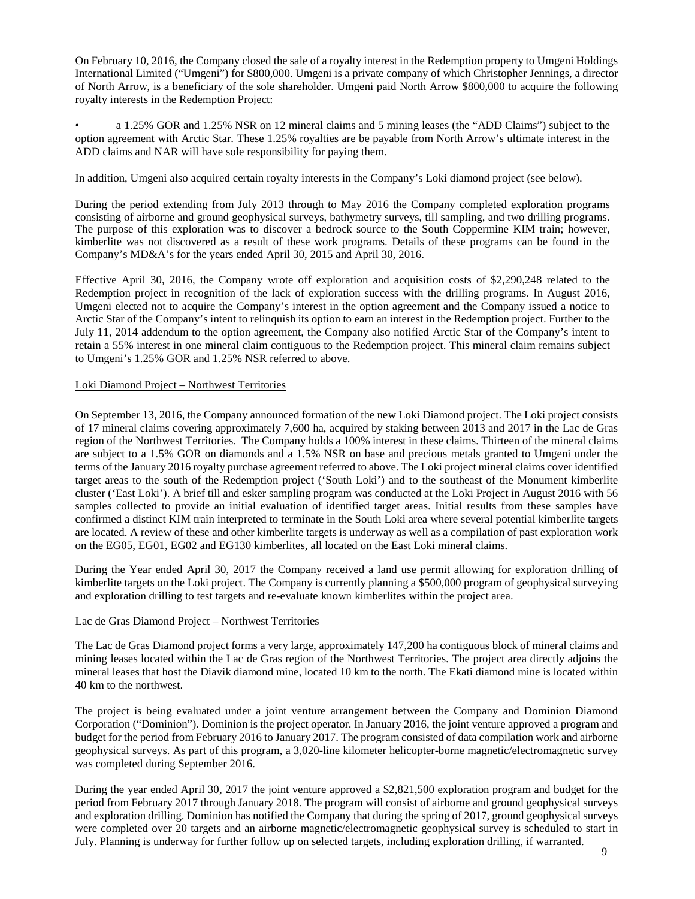On February 10, 2016, the Company closed the sale of a royalty interest in the Redemption property to Umgeni Holdings International Limited ("Umgeni") for $800,000. Umgeni is a private company of which Christopher Jennings, a director of North Arrow, is a beneficiary of the sole shareholder. Umgeni paid North Arrow $800,000 to acquire the following royalty interests in the Redemption Project:

- a 1.25% GOR and 1.25% NSR on 12 mineral claims and 5 mining leases (the "ADD Claims") subject to the option agreement with Arctic Star. These 1.25% royalties are be payable from North Arrow's ultimate interest in the ADD claims and NAR will have sole responsibility for paying them.

In addition, Umgeni also acquired certain royalty interests in the Company's Loki diamond project (see below).

During the period extending from July 2013 through to May 2016 the Company completed exploration programs consisting of airborne and ground geophysical surveys, bathymetry surveys, till sampling, and two drilling programs. The purpose of this exploration was to discover a bedrock source to the South Coppermine KIM train; however, kimberlite was not discovered as a result of these work programs. Details of these programs can be found in the Company's MD&A's for the years ended April 30, 2015 and April 30, 2016.

Effective April 30, 2016, the Company wrote off exploration and acquisition costs of $2,290,248 related to the Redemption project in recognition of the lack of exploration success with the drilling programs. In August 2016, Umgeni elected not to acquire the Company's interest in the option agreement and the Company issued a notice to Arctic Star of the Company's intent to relinquish its option to earn an interest in the Redemption project. Further to the July 11, 2014 addendum to the option agreement, the Company also notified Arctic Star of the Company's intent to retain a 55% interest in one mineral claim contiguous to the Redemption project. This mineral claim remains subject to Umgeni's 1.25% GOR and 1.25% NSR referred to above.

<u>Loki Diamond Project – Northwest Territories</u>

On September 13, 2016, the Company announced formation of the new Loki Diamond project. The Loki project consists of 17 mineral claims covering approximately 7,600 ha, acquired by staking between 2013 and 2017 in the Lac de Gras region of the Northwest Territories. The Company holds a 100% interest in these claims. Thirteen of the mineral claims are subject to a 1.5% GOR on diamonds and a 1.5% NSR on base and precious metals granted to Umgeni under the terms of the January 2016 royalty purchase agreement referred to above. The Loki project mineral claims cover identified target areas to the south of the Redemption project ('South Loki') and to the southeast of the Monument kimberlite cluster ('East Loki'). A brief till and esker sampling program was conducted at the Loki Project in August 2016 with 56 samples collected to provide an initial evaluation of identified target areas. Initial results from these samples have confirmed a distinct KIM train interpreted to terminate in the South Loki area where several potential kimberlite targets are located. A review of these and other kimberlite targets is underway as well as a compilation of past exploration work on the EG05, EG01, EG02 and EG130 kimberlites, all located on the East Loki mineral claims.

During the Year ended April 30, 2017 the Company received a land use permit allowing for exploration drilling of kimberlite targets on the Loki project. The Company is currently planning a $500,000 program of geophysical surveying and exploration drilling to test targets and re-evaluate known kimberlites within the project area.

<u>Lac de Gras Diamond Project – Northwest Territories</u>

The Lac de Gras Diamond project forms a very large, approximately 147,200 ha contiguous block of mineral claims and mining leases located within the Lac de Gras region of the Northwest Territories. The project area directly adjoins the mineral leases that host the Diavik diamond mine, located 10 km to the north. The Ekati diamond mine is located within 40 km to the northwest.

The project is being evaluated under a joint venture arrangement between the Company and Dominion Diamond Corporation ("Dominion"). Dominion is the project operator. In January 2016, the joint venture approved a program and budget for the period from February 2016 to January 2017. The program consisted of data compilation work and airborne geophysical surveys. As part of this program, a 3,020-line kilometer helicopter-borne magnetic/electromagnetic survey was completed during September 2016.

During the year ended April 30, 2017 the joint venture approved a $2,821,500 exploration program and budget for the period from February 2017 through January 2018. The program will consist of airborne and ground geophysical surveys and exploration drilling. Dominion has notified the Company that during the spring of 2017, ground geophysical surveys were completed over 20 targets and an airborne magnetic/electromagnetic geophysical survey is scheduled to start in July. Planning is underway for further follow up on selected targets, including exploration drilling, if warranted.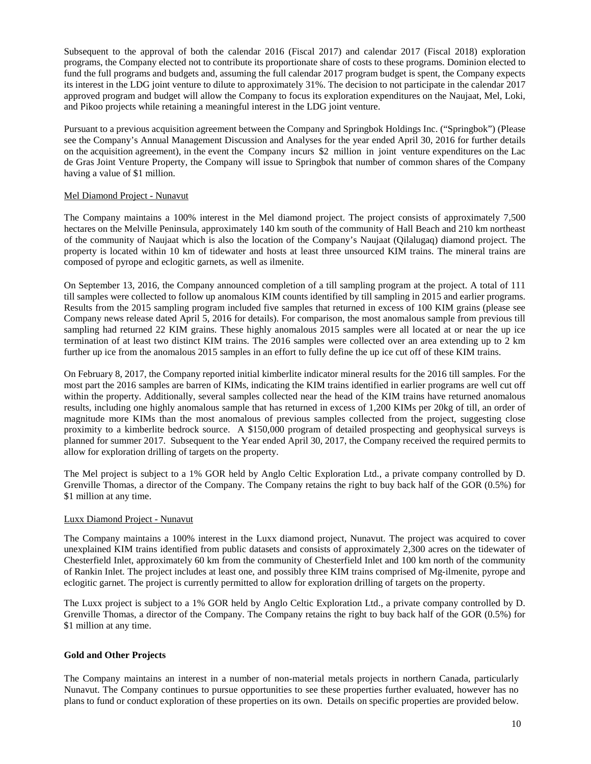Subsequent to the approval of both the calendar 2016 (Fiscal 2017) and calendar 2017 (Fiscal 2018) exploration programs, the Company elected not to contribute its proportionate share of costs to these programs. Dominion elected to fund the full programs and budgets and, assuming the full calendar 2017 program budget is spent, the Company expects its interest in the LDG joint venture to dilute to approximately 31%. The decision to not participate in the calendar 2017 approved program and budget will allow the Company to focus its exploration expenditures on the Naujaat, Mel, Loki, and Pikoo projects while retaining a meaningful interest in the LDG joint venture.

Pursuant to a previous acquisition agreement between the Company and Springbok Holdings Inc. ("Springbok") (Please see the Company's Annual Management Discussion and Analyses for the year ended April 30, 2016 for further details on the acquisition agreement), in the event the Company incurs $2 million in joint venture expenditures on the Lac de Gras Joint Venture Property, the Company will issue to Springbok that number of common shares of the Company having a value of $1 million.

Mel Diamond Project - Nunavut

The Company maintains a 100% interest in the Mel diamond project. The project consists of approximately 7,500 hectares on the Melville Peninsula, approximately 140 km south of the community of Hall Beach and 210 km northeast of the community of Naujaat which is also the location of the Company's Naujaat (Qilalugaq) diamond project. The property is located within 10 km of tidewater and hosts at least three unsourced KIM trains. The mineral trains are composed of pyrope and eclogitic garnets, as well as ilmenite.

On September 13, 2016, the Company announced completion of a till sampling program at the project. A total of 111 till samples were collected to follow up anomalous KIM counts identified by till sampling in 2015 and earlier programs. Results from the 2015 sampling program included five samples that returned in excess of 100 KIM grains (please see Company news release dated April 5, 2016 for details). For comparison, the most anomalous sample from previous till sampling had returned 22 KIM grains. These highly anomalous 2015 samples were all located at or near the up ice termination of at least two distinct KIM trains. The 2016 samples were collected over an area extending up to 2 km further up ice from the anomalous 2015 samples in an effort to fully define the up ice cut off of these KIM trains.

On February 8, 2017, the Company reported initial kimberlite indicator mineral results for the 2016 till samples. For the most part the 2016 samples are barren of KIMs, indicating the KIM trains identified in earlier programs are well cut off within the property. Additionally, several samples collected near the head of the KIM trains have returned anomalous results, including one highly anomalous sample that has returned in excess of 1,200 KIMs per 20kg of till, an order of magnitude more KIMs than the most anomalous of previous samples collected from the project, suggesting close proximity to a kimberlite bedrock source. A $150,000 program of detailed prospecting and geophysical surveys is planned for summer 2017. Subsequent to the Year ended April 30, 2017, the Company received the required permits to allow for exploration drilling of targets on the property.

The Mel project is subject to a 1% GOR held by Anglo Celtic Exploration Ltd., a private company controlled by D. Grenville Thomas, a director of the Company. The Company retains the right to buy back half of the GOR (0.5%) for $1 million at any time.

Luxx Diamond Project - Nunavut

The Company maintains a 100% interest in the Luxx diamond project, Nunavut. The project was acquired to cover unexplained KIM trains identified from public datasets and consists of approximately 2,300 acres on the tidewater of Chesterfield Inlet, approximately 60 km from the community of Chesterfield Inlet and 100 km north of the community of Rankin Inlet. The project includes at least one, and possibly three KIM trains comprised of Mg-ilmenite, pyrope and eclogitic garnet. The project is currently permitted to allow for exploration drilling of targets on the property.

The Luxx project is subject to a 1% GOR held by Anglo Celtic Exploration Ltd., a private company controlled by D. Grenville Thomas, a director of the Company. The Company retains the right to buy back half of the GOR (0.5%) for $1 million at any time.

**Gold and Other Projects**

The Company maintains an interest in a number of non-material metals projects in northern Canada, particularly Nunavut. The Company continues to pursue opportunities to see these properties further evaluated, however has no plans to fund or conduct exploration of these properties on its own. Details on specific properties are provided below.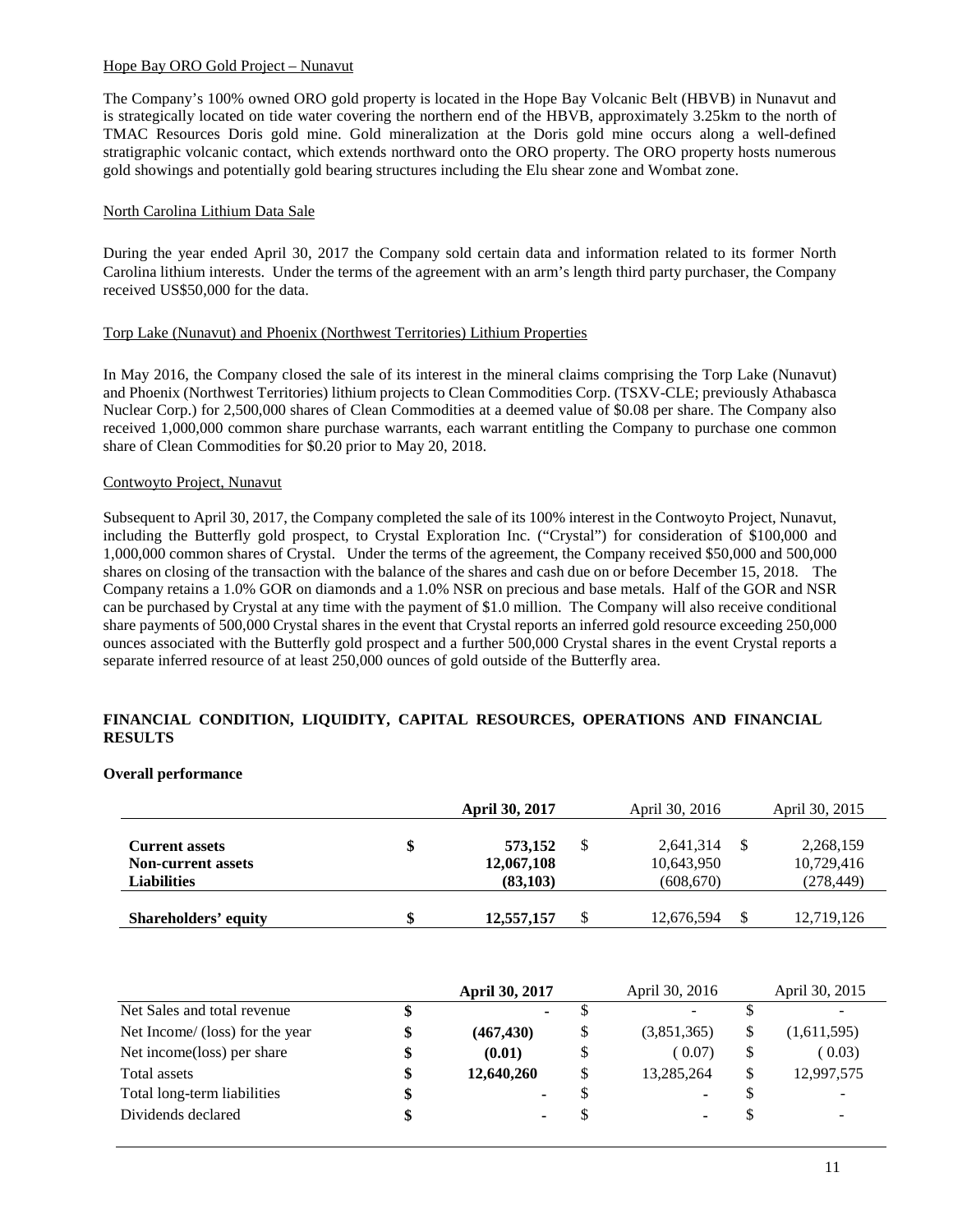Hope Bay ORO Gold Project – Nunavut

The Company's 100% owned ORO gold property is located in the Hope Bay Volcanic Belt (HBVB) in Nunavut and is strategically located on tide water covering the northern end of the HBVB, approximately 3.25km to the north of TMAC Resources Doris gold mine. Gold mineralization at the Doris gold mine occurs along a well-defined stratigraphic volcanic contact, which extends northward onto the ORO property. The ORO property hosts numerous gold showings and potentially gold bearing structures including the Elu shear zone and Wombat zone.

North Carolina Lithium Data Sale

During the year ended April 30, 2017 the Company sold certain data and information related to its former North Carolina lithium interests. Under the terms of the agreement with an arm's length third party purchaser, the Company received US$50,000 for the data.

Torp Lake (Nunavut) and Phoenix (Northwest Territories) Lithium Properties

In May 2016, the Company closed the sale of its interest in the mineral claims comprising the Torp Lake (Nunavut) and Phoenix (Northwest Territories) lithium projects to Clean Commodities Corp. (TSXV-CLE; previously Athabasca Nuclear Corp.) for 2,500,000 shares of Clean Commodities at a deemed value of $0.08 per share. The Company also received 1,000,000 common share purchase warrants, each warrant entitling the Company to purchase one common share of Clean Commodities for $0.20 prior to May 20, 2018.

Contwoyto Project, Nunavut

Subsequent to April 30, 2017, the Company completed the sale of its 100% interest in the Contwoyto Project, Nunavut, including the Butterfly gold prospect, to Crystal Exploration Inc. ("Crystal") for consideration of $100,000 and 1,000,000 common shares of Crystal. Under the terms of the agreement, the Company received $50,000 and 500,000 shares on closing of the transaction with the balance of the shares and cash due on or before December 15, 2018. The Company retains a 1.0% GOR on diamonds and a 1.0% NSR on precious and base metals. Half of the GOR and NSR can be purchased by Crystal at any time with the payment of $1.0 million. The Company will also receive conditional share payments of 500,000 Crystal shares in the event that Crystal reports an inferred gold resource exceeding 250,000 ounces associated with the Butterfly gold prospect and a further 500,000 Crystal shares in the event Crystal reports a separate inferred resource of at least 250,000 ounces of gold outside of the Butterfly area.

## FINANCIAL CONDITION, LIQUIDITY, CAPITAL RESOURCES, OPERATIONS AND FINANCIAL RESULTS

**Overall performance**

| | | **April 30, 2017** | | April 30, 2016 | | April 30, 2015 |
|---|---|---|---|---|---|---|
| **Current assets** | **$** | **573,152** | $ | 2,641,314 | $ | 2,268,159 |
| **Non-current assets** | | **12,067,108** | | 10,643,950 | | 10,729,416 |
| **Liabilities** | | **(83,103)** | | (608,670) | | (278,449) |
| **Shareholders' equity** | **$** | **12,557,157** | $ | 12,676,594 | $ | 12,719,126 |

| | | **April 30, 2017** | | April 30, 2016 | | April 30, 2015 |
|---|---|---|---|---|---|---|
| Net Sales and total revenue | **$** | **-** | $ | - | $ | - |
| Net Income/ (loss) for the year | **$** | **(467,430)** | $ | (3,851,365) | $ | (1,611,595) |
| Net income(loss) per share | **$** | **(0.01)** | $ | ( 0.07) | $ | ( 0.03) |
| Total assets | **$** | **12,640,260** | $ | 13,285,264 | $ | 12,997,575 |
| Total long-term liabilities | **$** | **-** | $ | - | $ | - |
| Dividends declared | **$** | **-** | $ | - | $ | - |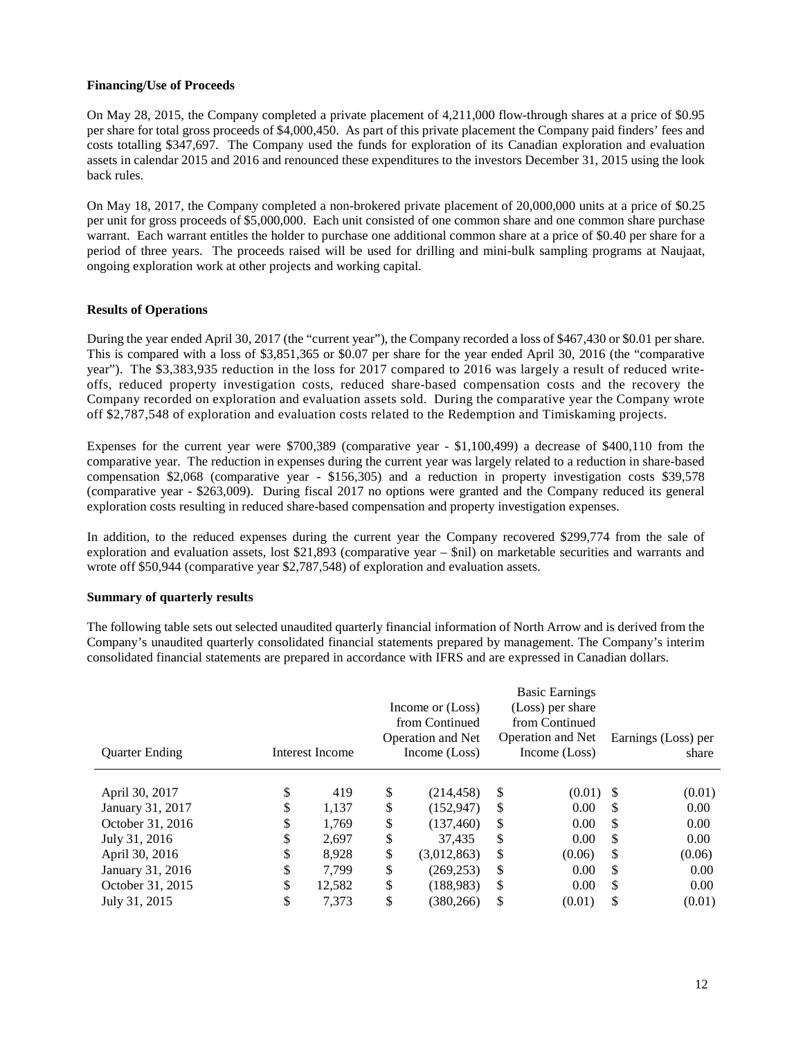**Financing/Use of Proceeds**

On May 28, 2015, the Company completed a private placement of 4,211,000 flow-through shares at a price of $0.95 per share for total gross proceeds of $4,000,450. As part of this private placement the Company paid finders' fees and costs totalling $347,697. The Company used the funds for exploration of its Canadian exploration and evaluation assets in calendar 2015 and 2016 and renounced these expenditures to the investors December 31, 2015 using the look back rules.

On May 18, 2017, the Company completed a non-brokered private placement of 20,000,000 units at a price of $0.25 per unit for gross proceeds of $5,000,000. Each unit consisted of one common share and one common share purchase warrant. Each warrant entitles the holder to purchase one additional common share at a price of $0.40 per share for a period of three years. The proceeds raised will be used for drilling and mini-bulk sampling programs at Naujaat, ongoing exploration work at other projects and working capital.

**Results of Operations**

During the year ended April 30, 2017 (the "current year"), the Company recorded a loss of $467,430 or $0.01 per share. This is compared with a loss of $3,851,365 or $0.07 per share for the year ended April 30, 2016 (the "comparative year"). The $3,383,935 reduction in the loss for 2017 compared to 2016 was largely a result of reduced write-offs, reduced property investigation costs, reduced share-based compensation costs and the recovery the Company recorded on exploration and evaluation assets sold. During the comparative year the Company wrote off $2,787,548 of exploration and evaluation costs related to the Redemption and Timiskaming projects.

Expenses for the current year were $700,389 (comparative year - $1,100,499) a decrease of $400,110 from the comparative year. The reduction in expenses during the current year was largely related to a reduction in share-based compensation $2,068 (comparative year - $156,305) and a reduction in property investigation costs $39,578 (comparative year - $263,009). During fiscal 2017 no options were granted and the Company reduced its general exploration costs resulting in reduced share-based compensation and property investigation expenses.

In addition, to the reduced expenses during the current year the Company recovered $299,774 from the sale of exploration and evaluation assets, lost $21,893 (comparative year – $nil) on marketable securities and warrants and wrote off $50,944 (comparative year $2,787,548) of exploration and evaluation assets.

**Summary of quarterly results**

The following table sets out selected unaudited quarterly financial information of North Arrow and is derived from the Company's unaudited quarterly consolidated financial statements prepared by management. The Company's interim consolidated financial statements are prepared in accordance with IFRS and are expressed in Canadian dollars.

| Quarter Ending | Interest Income | Income or (Loss) from Continued Operation and Net Income (Loss) | Basic Earnings (Loss) per share from Continued Operation and Net Income (Loss) | Earnings (Loss) per share |
|---|---|---|---|---|
| April 30, 2017 | $ 419 | $ (214,458) | $ (0.01) | $ (0.01) |
| January 31, 2017 | $ 1,137 | $ (152,947) | $ 0.00 | $ 0.00 |
| October 31, 2016 | $ 1,769 | $ (137,460) | $ 0.00 | $ 0.00 |
| July 31, 2016 | $ 2,697 | $ 37,435 | $ 0.00 | $ 0.00 |
| April 30, 2016 | $ 8,928 | $ (3,012,863) | $ (0.06) | $ (0.06) |
| January 31, 2016 | $ 7,799 | $ (269,253) | $ 0.00 | $ 0.00 |
| October 31, 2015 | $ 12,582 | $ (188,983) | $ 0.00 | $ 0.00 |
| July 31, 2015 | $ 7,373 | $ (380,266) | $ (0.01) | $ (0.01) |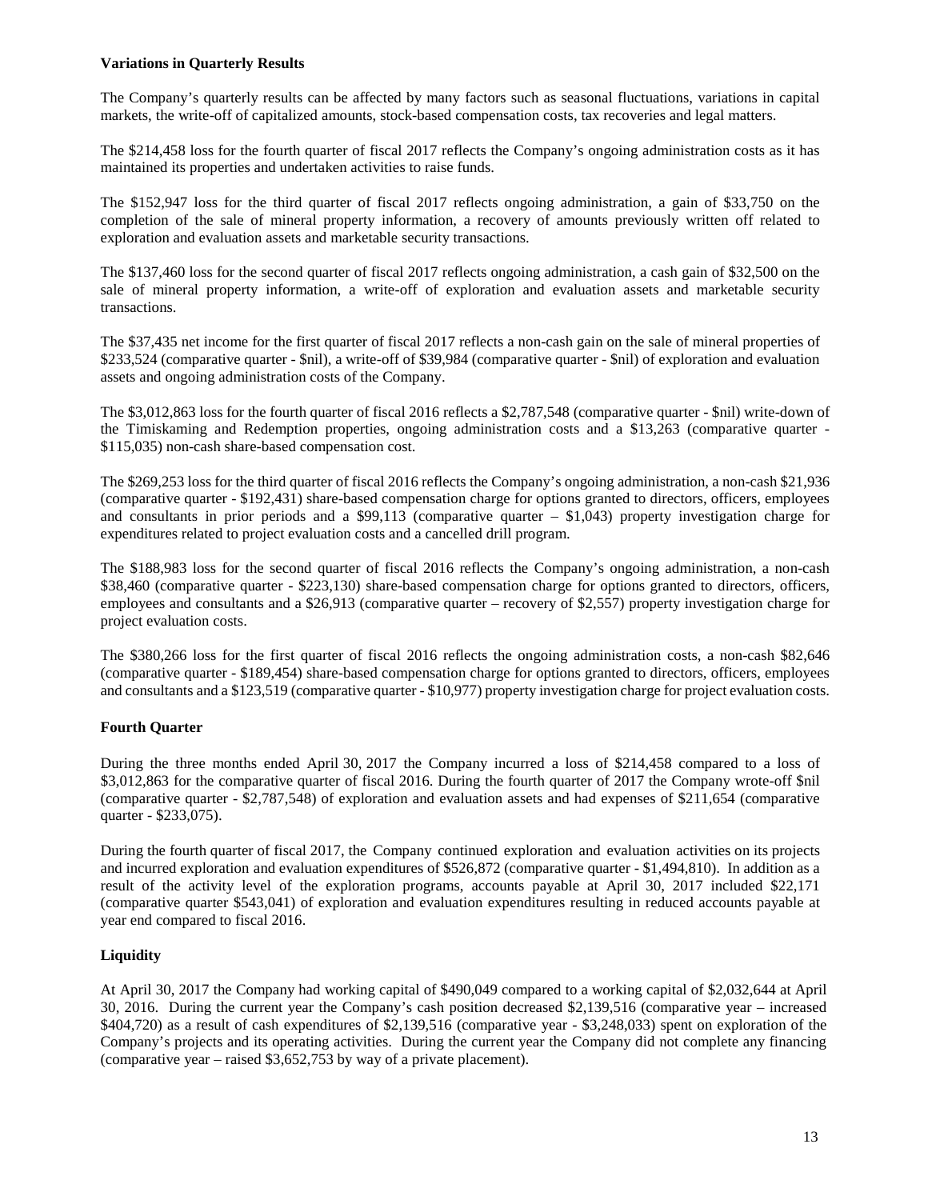**Variations in Quarterly Results**

The Company's quarterly results can be affected by many factors such as seasonal fluctuations, variations in capital markets, the write-off of capitalized amounts, stock-based compensation costs, tax recoveries and legal matters.

The $214,458 loss for the fourth quarter of fiscal 2017 reflects the Company's ongoing administration costs as it has maintained its properties and undertaken activities to raise funds.

The $152,947 loss for the third quarter of fiscal 2017 reflects ongoing administration, a gain of $33,750 on the completion of the sale of mineral property information, a recovery of amounts previously written off related to exploration and evaluation assets and marketable security transactions.

The $137,460 loss for the second quarter of fiscal 2017 reflects ongoing administration, a cash gain of $32,500 on the sale of mineral property information, a write-off of exploration and evaluation assets and marketable security transactions.

The $37,435 net income for the first quarter of fiscal 2017 reflects a non-cash gain on the sale of mineral properties of $233,524 (comparative quarter - $nil), a write-off of $39,984 (comparative quarter - $nil) of exploration and evaluation assets and ongoing administration costs of the Company.

The $3,012,863 loss for the fourth quarter of fiscal 2016 reflects a $2,787,548 (comparative quarter - $nil) write-down of the Timiskaming and Redemption properties, ongoing administration costs and a $13,263 (comparative quarter - $115,035) non-cash share-based compensation cost.

The $269,253 loss for the third quarter of fiscal 2016 reflects the Company's ongoing administration, a non-cash $21,936 (comparative quarter - $192,431) share-based compensation charge for options granted to directors, officers, employees and consultants in prior periods and a $99,113 (comparative quarter – $1,043) property investigation charge for expenditures related to project evaluation costs and a cancelled drill program.

The $188,983 loss for the second quarter of fiscal 2016 reflects the Company's ongoing administration, a non-cash $38,460 (comparative quarter - $223,130) share-based compensation charge for options granted to directors, officers, employees and consultants and a $26,913 (comparative quarter – recovery of $2,557) property investigation charge for project evaluation costs.

The $380,266 loss for the first quarter of fiscal 2016 reflects the ongoing administration costs, a non-cash $82,646 (comparative quarter - $189,454) share-based compensation charge for options granted to directors, officers, employees and consultants and a $123,519 (comparative quarter - $10,977) property investigation charge for project evaluation costs.

**Fourth Quarter**

During the three months ended April 30, 2017 the Company incurred a loss of $214,458 compared to a loss of $3,012,863 for the comparative quarter of fiscal 2016. During the fourth quarter of 2017 the Company wrote-off $nil (comparative quarter - $2,787,548) of exploration and evaluation assets and had expenses of $211,654 (comparative quarter - $233,075).

During the fourth quarter of fiscal 2017, the Company continued exploration and evaluation activities on its projects and incurred exploration and evaluation expenditures of $526,872 (comparative quarter - $1,494,810). In addition as a result of the activity level of the exploration programs, accounts payable at April 30, 2017 included $22,171 (comparative quarter $543,041) of exploration and evaluation expenditures resulting in reduced accounts payable at year end compared to fiscal 2016.

**Liquidity**

At April 30, 2017 the Company had working capital of $490,049 compared to a working capital of $2,032,644 at April 30, 2016. During the current year the Company's cash position decreased $2,139,516 (comparative year – increased $404,720) as a result of cash expenditures of $2,139,516 (comparative year - $3,248,033) spent on exploration of the Company's projects and its operating activities. During the current year the Company did not complete any financing (comparative year – raised $3,652,753 by way of a private placement).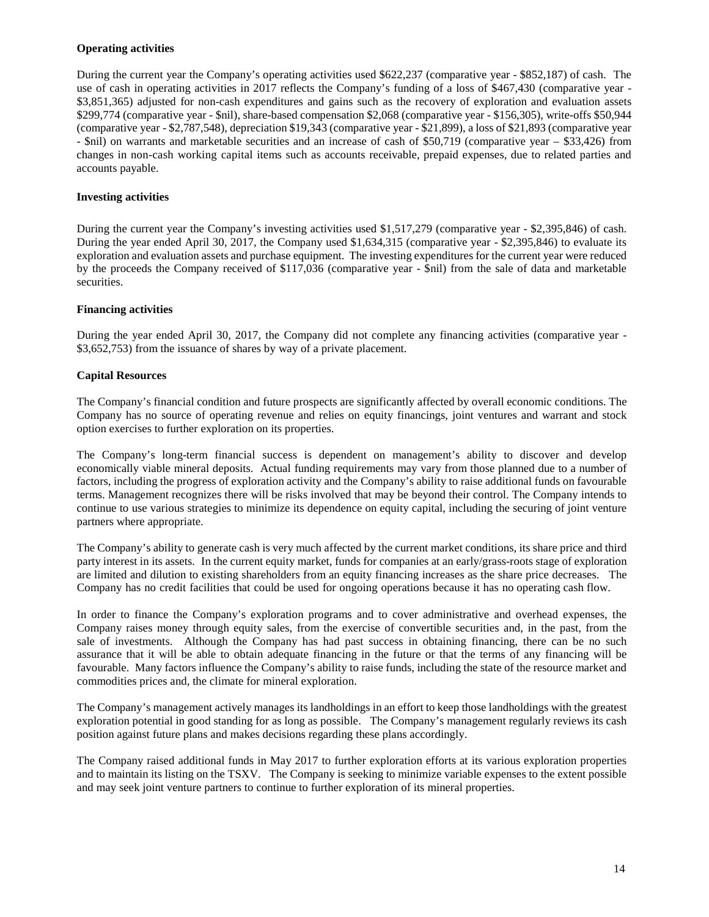**Operating activities**

During the current year the Company's operating activities used $622,237 (comparative year - $852,187) of cash. The use of cash in operating activities in 2017 reflects the Company's funding of a loss of $467,430 (comparative year - $3,851,365) adjusted for non-cash expenditures and gains such as the recovery of exploration and evaluation assets $299,774 (comparative year - $nil), share-based compensation $2,068 (comparative year - $156,305), write-offs $50,944 (comparative year - $2,787,548), depreciation $19,343 (comparative year - $21,899), a loss of $21,893 (comparative year - $nil) on warrants and marketable securities and an increase of cash of $50,719 (comparative year – $33,426) from changes in non-cash working capital items such as accounts receivable, prepaid expenses, due to related parties and accounts payable.

**Investing activities**

During the current year the Company's investing activities used $1,517,279 (comparative year - $2,395,846) of cash. During the year ended April 30, 2017, the Company used $1,634,315 (comparative year - $2,395,846) to evaluate its exploration and evaluation assets and purchase equipment. The investing expenditures for the current year were reduced by the proceeds the Company received of $117,036 (comparative year - $nil) from the sale of data and marketable securities.

**Financing activities**

During the year ended April 30, 2017, the Company did not complete any financing activities (comparative year - $3,652,753) from the issuance of shares by way of a private placement.

**Capital Resources**

The Company's financial condition and future prospects are significantly affected by overall economic conditions. The Company has no source of operating revenue and relies on equity financings, joint ventures and warrant and stock option exercises to further exploration on its properties.

The Company's long-term financial success is dependent on management's ability to discover and develop economically viable mineral deposits. Actual funding requirements may vary from those planned due to a number of factors, including the progress of exploration activity and the Company's ability to raise additional funds on favourable terms. Management recognizes there will be risks involved that may be beyond their control. The Company intends to continue to use various strategies to minimize its dependence on equity capital, including the securing of joint venture partners where appropriate.

The Company's ability to generate cash is very much affected by the current market conditions, its share price and third party interest in its assets. In the current equity market, funds for companies at an early/grass-roots stage of exploration are limited and dilution to existing shareholders from an equity financing increases as the share price decreases. The Company has no credit facilities that could be used for ongoing operations because it has no operating cash flow.

In order to finance the Company's exploration programs and to cover administrative and overhead expenses, the Company raises money through equity sales, from the exercise of convertible securities and, in the past, from the sale of investments. Although the Company has had past success in obtaining financing, there can be no such assurance that it will be able to obtain adequate financing in the future or that the terms of any financing will be favourable. Many factors influence the Company's ability to raise funds, including the state of the resource market and commodities prices and, the climate for mineral exploration.

The Company's management actively manages its landholdings in an effort to keep those landholdings with the greatest exploration potential in good standing for as long as possible. The Company's management regularly reviews its cash position against future plans and makes decisions regarding these plans accordingly.

The Company raised additional funds in May 2017 to further exploration efforts at its various exploration properties and to maintain its listing on the TSXV. The Company is seeking to minimize variable expenses to the extent possible and may seek joint venture partners to continue to further exploration of its mineral properties.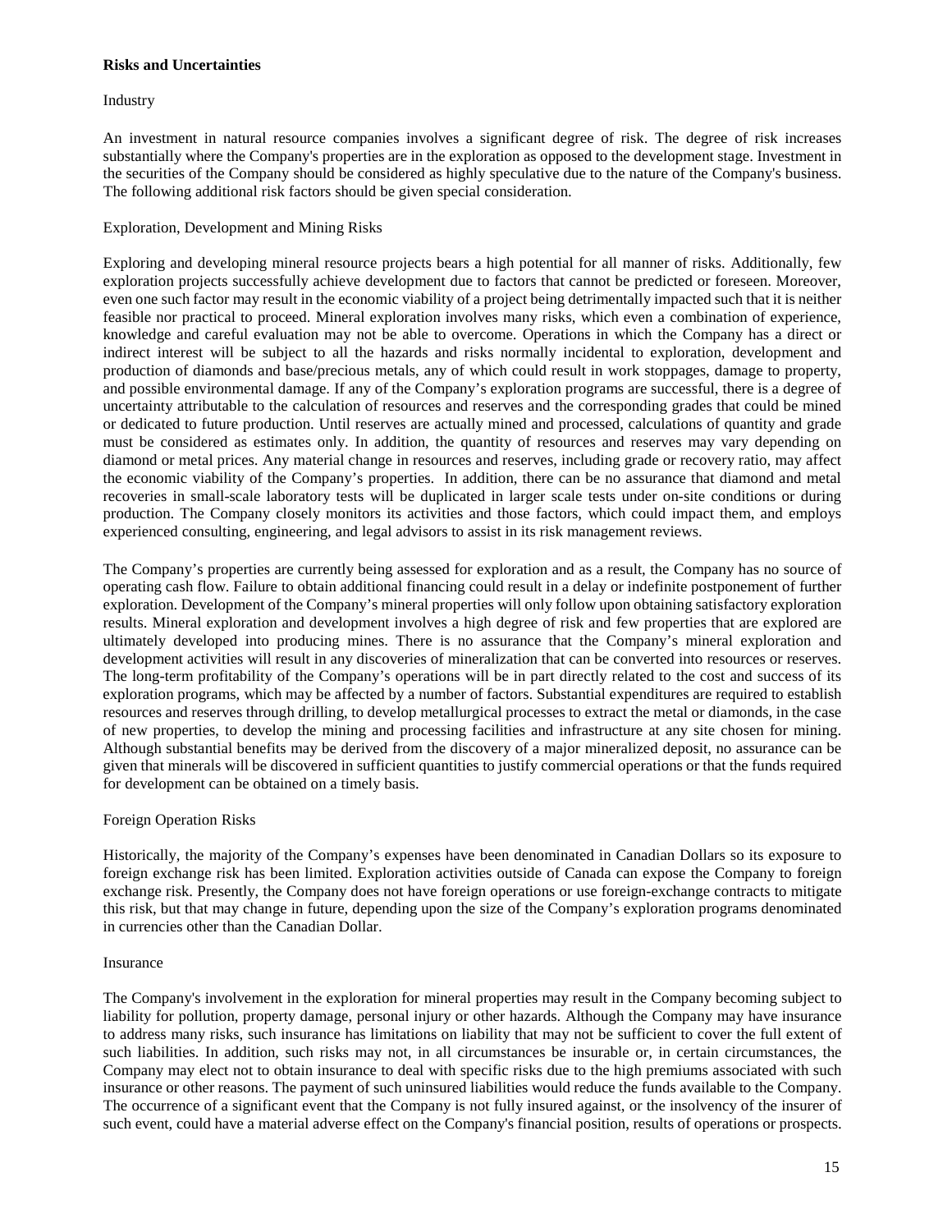**Risks and Uncertainties**

Industry

An investment in natural resource companies involves a significant degree of risk. The degree of risk increases substantially where the Company's properties are in the exploration as opposed to the development stage. Investment in the securities of the Company should be considered as highly speculative due to the nature of the Company's business. The following additional risk factors should be given special consideration.

Exploration, Development and Mining Risks

Exploring and developing mineral resource projects bears a high potential for all manner of risks. Additionally, few exploration projects successfully achieve development due to factors that cannot be predicted or foreseen. Moreover, even one such factor may result in the economic viability of a project being detrimentally impacted such that it is neither feasible nor practical to proceed. Mineral exploration involves many risks, which even a combination of experience, knowledge and careful evaluation may not be able to overcome. Operations in which the Company has a direct or indirect interest will be subject to all the hazards and risks normally incidental to exploration, development and production of diamonds and base/precious metals, any of which could result in work stoppages, damage to property, and possible environmental damage. If any of the Company's exploration programs are successful, there is a degree of uncertainty attributable to the calculation of resources and reserves and the corresponding grades that could be mined or dedicated to future production. Until reserves are actually mined and processed, calculations of quantity and grade must be considered as estimates only. In addition, the quantity of resources and reserves may vary depending on diamond or metal prices. Any material change in resources and reserves, including grade or recovery ratio, may affect the economic viability of the Company's properties. In addition, there can be no assurance that diamond and metal recoveries in small-scale laboratory tests will be duplicated in larger scale tests under on-site conditions or during production. The Company closely monitors its activities and those factors, which could impact them, and employs experienced consulting, engineering, and legal advisors to assist in its risk management reviews.

The Company's properties are currently being assessed for exploration and as a result, the Company has no source of operating cash flow. Failure to obtain additional financing could result in a delay or indefinite postponement of further exploration. Development of the Company's mineral properties will only follow upon obtaining satisfactory exploration results. Mineral exploration and development involves a high degree of risk and few properties that are explored are ultimately developed into producing mines. There is no assurance that the Company's mineral exploration and development activities will result in any discoveries of mineralization that can be converted into resources or reserves. The long-term profitability of the Company's operations will be in part directly related to the cost and success of its exploration programs, which may be affected by a number of factors. Substantial expenditures are required to establish resources and reserves through drilling, to develop metallurgical processes to extract the metal or diamonds, in the case of new properties, to develop the mining and processing facilities and infrastructure at any site chosen for mining. Although substantial benefits may be derived from the discovery of a major mineralized deposit, no assurance can be given that minerals will be discovered in sufficient quantities to justify commercial operations or that the funds required for development can be obtained on a timely basis.

Foreign Operation Risks

Historically, the majority of the Company's expenses have been denominated in Canadian Dollars so its exposure to foreign exchange risk has been limited. Exploration activities outside of Canada can expose the Company to foreign exchange risk. Presently, the Company does not have foreign operations or use foreign-exchange contracts to mitigate this risk, but that may change in future, depending upon the size of the Company's exploration programs denominated in currencies other than the Canadian Dollar.

Insurance

The Company's involvement in the exploration for mineral properties may result in the Company becoming subject to liability for pollution, property damage, personal injury or other hazards. Although the Company may have insurance to address many risks, such insurance has limitations on liability that may not be sufficient to cover the full extent of such liabilities. In addition, such risks may not, in all circumstances be insurable or, in certain circumstances, the Company may elect not to obtain insurance to deal with specific risks due to the high premiums associated with such insurance or other reasons. The payment of such uninsured liabilities would reduce the funds available to the Company. The occurrence of a significant event that the Company is not fully insured against, or the insolvency of the insurer of such event, could have a material adverse effect on the Company's financial position, results of operations or prospects.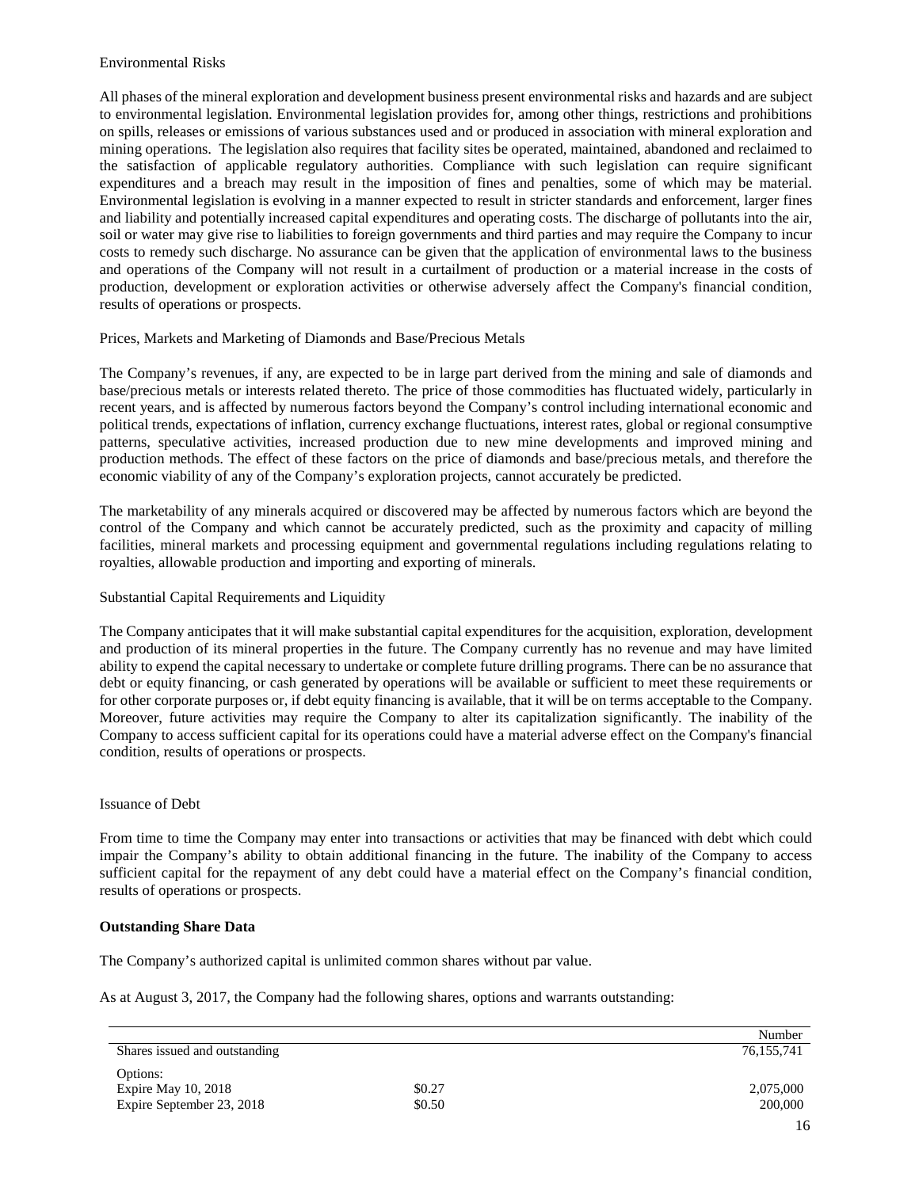Environmental Risks

All phases of the mineral exploration and development business present environmental risks and hazards and are subject to environmental legislation. Environmental legislation provides for, among other things, restrictions and prohibitions on spills, releases or emissions of various substances used and or produced in association with mineral exploration and mining operations. The legislation also requires that facility sites be operated, maintained, abandoned and reclaimed to the satisfaction of applicable regulatory authorities. Compliance with such legislation can require significant expenditures and a breach may result in the imposition of fines and penalties, some of which may be material. Environmental legislation is evolving in a manner expected to result in stricter standards and enforcement, larger fines and liability and potentially increased capital expenditures and operating costs. The discharge of pollutants into the air, soil or water may give rise to liabilities to foreign governments and third parties and may require the Company to incur costs to remedy such discharge. No assurance can be given that the application of environmental laws to the business and operations of the Company will not result in a curtailment of production or a material increase in the costs of production, development or exploration activities or otherwise adversely affect the Company's financial condition, results of operations or prospects.

Prices, Markets and Marketing of Diamonds and Base/Precious Metals

The Company's revenues, if any, are expected to be in large part derived from the mining and sale of diamonds and base/precious metals or interests related thereto. The price of those commodities has fluctuated widely, particularly in recent years, and is affected by numerous factors beyond the Company's control including international economic and political trends, expectations of inflation, currency exchange fluctuations, interest rates, global or regional consumptive patterns, speculative activities, increased production due to new mine developments and improved mining and production methods. The effect of these factors on the price of diamonds and base/precious metals, and therefore the economic viability of any of the Company's exploration projects, cannot accurately be predicted.

The marketability of any minerals acquired or discovered may be affected by numerous factors which are beyond the control of the Company and which cannot be accurately predicted, such as the proximity and capacity of milling facilities, mineral markets and processing equipment and governmental regulations including regulations relating to royalties, allowable production and importing and exporting of minerals.

Substantial Capital Requirements and Liquidity

The Company anticipates that it will make substantial capital expenditures for the acquisition, exploration, development and production of its mineral properties in the future. The Company currently has no revenue and may have limited ability to expend the capital necessary to undertake or complete future drilling programs. There can be no assurance that debt or equity financing, or cash generated by operations will be available or sufficient to meet these requirements or for other corporate purposes or, if debt equity financing is available, that it will be on terms acceptable to the Company. Moreover, future activities may require the Company to alter its capitalization significantly. The inability of the Company to access sufficient capital for its operations could have a material adverse effect on the Company's financial condition, results of operations or prospects.

Issuance of Debt

From time to time the Company may enter into transactions or activities that may be financed with debt which could impair the Company's ability to obtain additional financing in the future. The inability of the Company to access sufficient capital for the repayment of any debt could have a material effect on the Company's financial condition, results of operations or prospects.

**Outstanding Share Data**

The Company's authorized capital is unlimited common shares without par value.

As at August 3, 2017, the Company had the following shares, options and warrants outstanding:

| | | Number |
|---|---|---|
| Shares issued and outstanding | | 76,155,741 |
| Options: | | |
| Expire May 10, 2018 | $0.27 | 2,075,000 |
| Expire September 23, 2018 | $0.50 | 200,000 |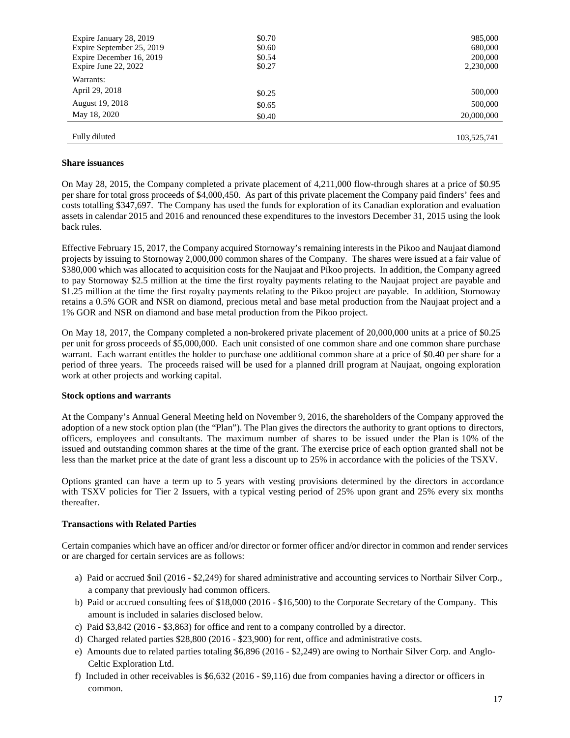| | | |
|---|---|---|
| Expire January 28, 2019 | \$0.70 | 985,000 |
| Expire September 25, 2019 | \$0.60 | 680,000 |
| Expire December 16, 2019 | \$0.54 | 200,000 |
| Expire June 22, 2022 | \$0.27 | 2,230,000 |
| Warrants: | | |
| April 29, 2018 | \$0.25 | 500,000 |
| August 19, 2018 | \$0.65 | 500,000 |
| May 18, 2020 | \$0.40 | 20,000,000 |
| Fully diluted | | 103,525,741 |

**Share issuances**

On May 28, 2015, the Company completed a private placement of 4,211,000 flow-through shares at a price of \$0.95 per share for total gross proceeds of \$4,000,450. As part of this private placement the Company paid finders' fees and costs totalling \$347,697. The Company has used the funds for exploration of its Canadian exploration and evaluation assets in calendar 2015 and 2016 and renounced these expenditures to the investors December 31, 2015 using the look back rules.

Effective February 15, 2017, the Company acquired Stornoway's remaining interests in the Pikoo and Naujaat diamond projects by issuing to Stornoway 2,000,000 common shares of the Company. The shares were issued at a fair value of \$380,000 which was allocated to acquisition costs for the Naujaat and Pikoo projects. In addition, the Company agreed to pay Stornoway \$2.5 million at the time the first royalty payments relating to the Naujaat project are payable and \$1.25 million at the time the first royalty payments relating to the Pikoo project are payable. In addition, Stornoway retains a 0.5% GOR and NSR on diamond, precious metal and base metal production from the Naujaat project and a 1% GOR and NSR on diamond and base metal production from the Pikoo project.

On May 18, 2017, the Company completed a non-brokered private placement of 20,000,000 units at a price of \$0.25 per unit for gross proceeds of \$5,000,000. Each unit consisted of one common share and one common share purchase warrant. Each warrant entitles the holder to purchase one additional common share at a price of \$0.40 per share for a period of three years. The proceeds raised will be used for a planned drill program at Naujaat, ongoing exploration work at other projects and working capital.

**Stock options and warrants**

At the Company's Annual General Meeting held on November 9, 2016, the shareholders of the Company approved the adoption of a new stock option plan (the "Plan"). The Plan gives the directors the authority to grant options to directors, officers, employees and consultants. The maximum number of shares to be issued under the Plan is 10% of the issued and outstanding common shares at the time of the grant. The exercise price of each option granted shall not be less than the market price at the date of grant less a discount up to 25% in accordance with the policies of the TSXV.

Options granted can have a term up to 5 years with vesting provisions determined by the directors in accordance with TSXV policies for Tier 2 Issuers, with a typical vesting period of 25% upon grant and 25% every six months thereafter.

**Transactions with Related Parties**

Certain companies which have an officer and/or director or former officer and/or director in common and render services or are charged for certain services are as follows:

a) Paid or accrued \$nil (2016 - \$2,249) for shared administrative and accounting services to Northair Silver Corp., a company that previously had common officers.
b) Paid or accrued consulting fees of \$18,000 (2016 - \$16,500) to the Corporate Secretary of the Company. This amount is included in salaries disclosed below.
c) Paid \$3,842 (2016 - \$3,863) for office and rent to a company controlled by a director.
d) Charged related parties \$28,800 (2016 - \$23,900) for rent, office and administrative costs.
e) Amounts due to related parties totaling \$6,896 (2016 - \$2,249) are owing to Northair Silver Corp. and Anglo-Celtic Exploration Ltd.
f) Included in other receivables is \$6,632 (2016 - \$9,116) due from companies having a director or officers in common.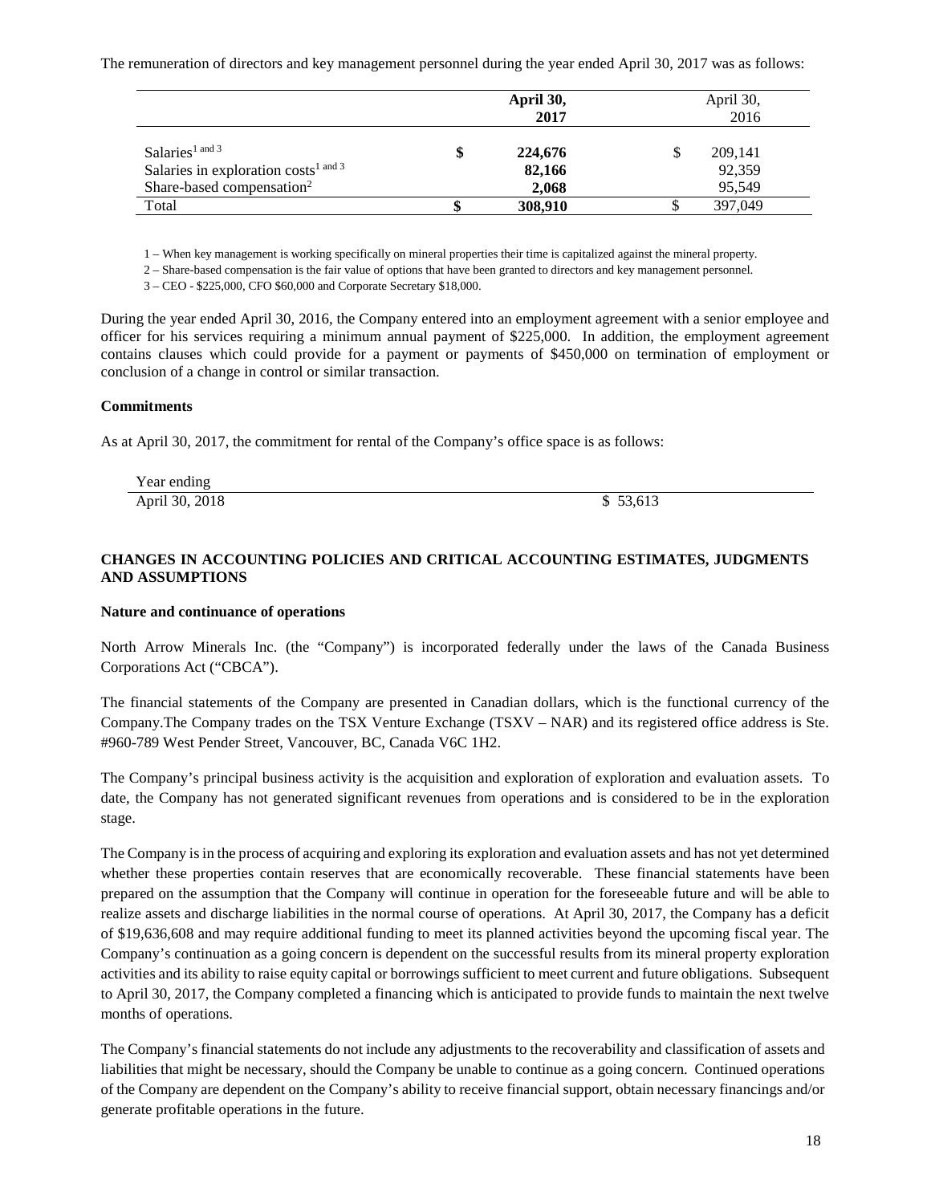The remuneration of directors and key management personnel during the year ended April 30, 2017 was as follows:

| | April 30, 2017 | April 30, 2016 |
|---|---|---|
| Salaries[1 and 3] | $ 224,676 | $ 209,141 |
| Salaries in exploration costs[1 and 3] | 82,166 | 92,359 |
| Share-based compensation[2] | 2,068 | 95,549 |
| Total | $ 308,910 | $ 397,049 |

1 – When key management is working specifically on mineral properties their time is capitalized against the mineral property.

2 – Share-based compensation is the fair value of options that have been granted to directors and key management personnel.

3 – CEO - $225,000, CFO $60,000 and Corporate Secretary $18,000.

During the year ended April 30, 2016, the Company entered into an employment agreement with a senior employee and officer for his services requiring a minimum annual payment of $225,000. In addition, the employment agreement contains clauses which could provide for a payment or payments of $450,000 on termination of employment or conclusion of a change in control or similar transaction.

**Commitments**

As at April 30, 2017, the commitment for rental of the Company's office space is as follows:

| Year ending | |
|---|---|
| April 30, 2018 | $ 53,613 |

## CHANGES IN ACCOUNTING POLICIES AND CRITICAL ACCOUNTING ESTIMATES, JUDGMENTS AND ASSUMPTIONS

**Nature and continuance of operations**

North Arrow Minerals Inc. (the "Company") is incorporated federally under the laws of the Canada Business Corporations Act ("CBCA").

The financial statements of the Company are presented in Canadian dollars, which is the functional currency of the Company.The Company trades on the TSX Venture Exchange (TSXV – NAR) and its registered office address is Ste. #960-789 West Pender Street, Vancouver, BC, Canada V6C 1H2.

The Company's principal business activity is the acquisition and exploration of exploration and evaluation assets. To date, the Company has not generated significant revenues from operations and is considered to be in the exploration stage.

The Company is in the process of acquiring and exploring its exploration and evaluation assets and has not yet determined whether these properties contain reserves that are economically recoverable. These financial statements have been prepared on the assumption that the Company will continue in operation for the foreseeable future and will be able to realize assets and discharge liabilities in the normal course of operations. At April 30, 2017, the Company has a deficit of $19,636,608 and may require additional funding to meet its planned activities beyond the upcoming fiscal year. The Company's continuation as a going concern is dependent on the successful results from its mineral property exploration activities and its ability to raise equity capital or borrowings sufficient to meet current and future obligations. Subsequent to April 30, 2017, the Company completed a financing which is anticipated to provide funds to maintain the next twelve months of operations.

The Company's financial statements do not include any adjustments to the recoverability and classification of assets and liabilities that might be necessary, should the Company be unable to continue as a going concern. Continued operations of the Company are dependent on the Company's ability to receive financial support, obtain necessary financings and/or generate profitable operations in the future.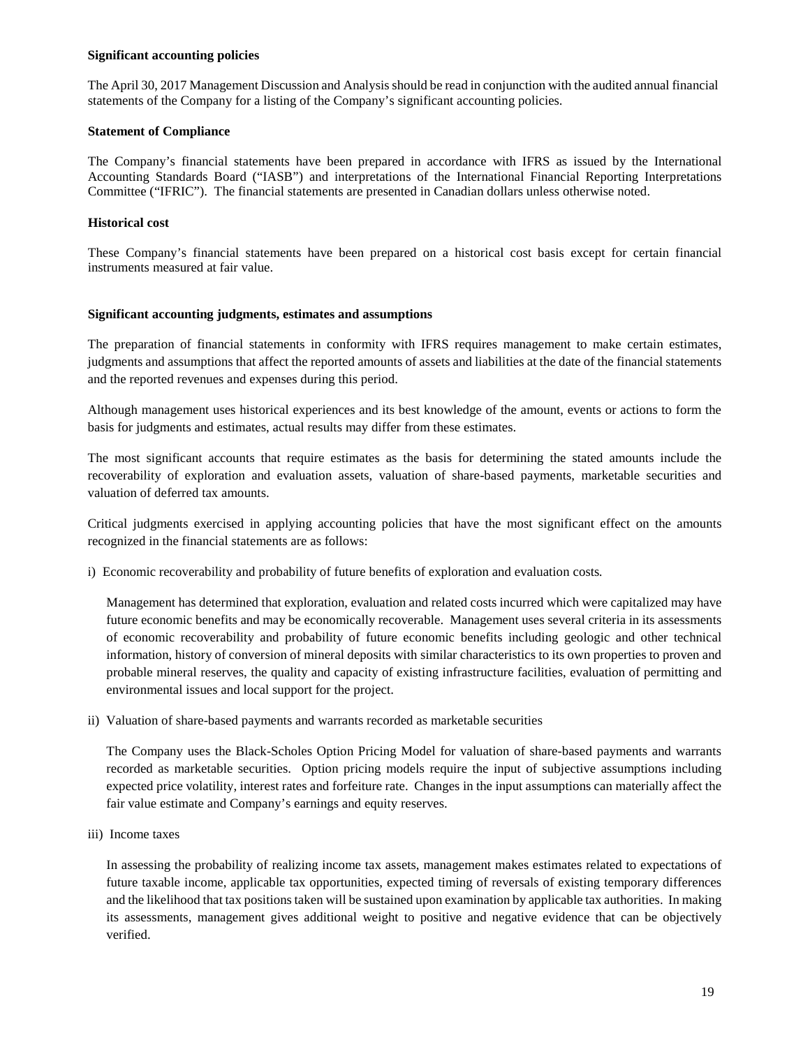**Significant accounting policies**

The April 30, 2017 Management Discussion and Analysis should be read in conjunction with the audited annual financial statements of the Company for a listing of the Company's significant accounting policies.

**Statement of Compliance**

The Company's financial statements have been prepared in accordance with IFRS as issued by the International Accounting Standards Board ("IASB") and interpretations of the International Financial Reporting Interpretations Committee ("IFRIC"). The financial statements are presented in Canadian dollars unless otherwise noted.

**Historical cost**

These Company's financial statements have been prepared on a historical cost basis except for certain financial instruments measured at fair value.

**Significant accounting judgments, estimates and assumptions**

The preparation of financial statements in conformity with IFRS requires management to make certain estimates, judgments and assumptions that affect the reported amounts of assets and liabilities at the date of the financial statements and the reported revenues and expenses during this period.

Although management uses historical experiences and its best knowledge of the amount, events or actions to form the basis for judgments and estimates, actual results may differ from these estimates.

The most significant accounts that require estimates as the basis for determining the stated amounts include the recoverability of exploration and evaluation assets, valuation of share-based payments, marketable securities and valuation of deferred tax amounts.

Critical judgments exercised in applying accounting policies that have the most significant effect on the amounts recognized in the financial statements are as follows:

i) Economic recoverability and probability of future benefits of exploration and evaluation costs*.*

Management has determined that exploration, evaluation and related costs incurred which were capitalized may have future economic benefits and may be economically recoverable. Management uses several criteria in its assessments of economic recoverability and probability of future economic benefits including geologic and other technical information, history of conversion of mineral deposits with similar characteristics to its own properties to proven and probable mineral reserves, the quality and capacity of existing infrastructure facilities, evaluation of permitting and environmental issues and local support for the project.

ii) Valuation of share-based payments and warrants recorded as marketable securities

The Company uses the Black-Scholes Option Pricing Model for valuation of share-based payments and warrants recorded as marketable securities. Option pricing models require the input of subjective assumptions including expected price volatility, interest rates and forfeiture rate. Changes in the input assumptions can materially affect the fair value estimate and Company's earnings and equity reserves.

iii) Income taxes

In assessing the probability of realizing income tax assets, management makes estimates related to expectations of future taxable income, applicable tax opportunities, expected timing of reversals of existing temporary differences and the likelihood that tax positions taken will be sustained upon examination by applicable tax authorities. In making its assessments, management gives additional weight to positive and negative evidence that can be objectively verified.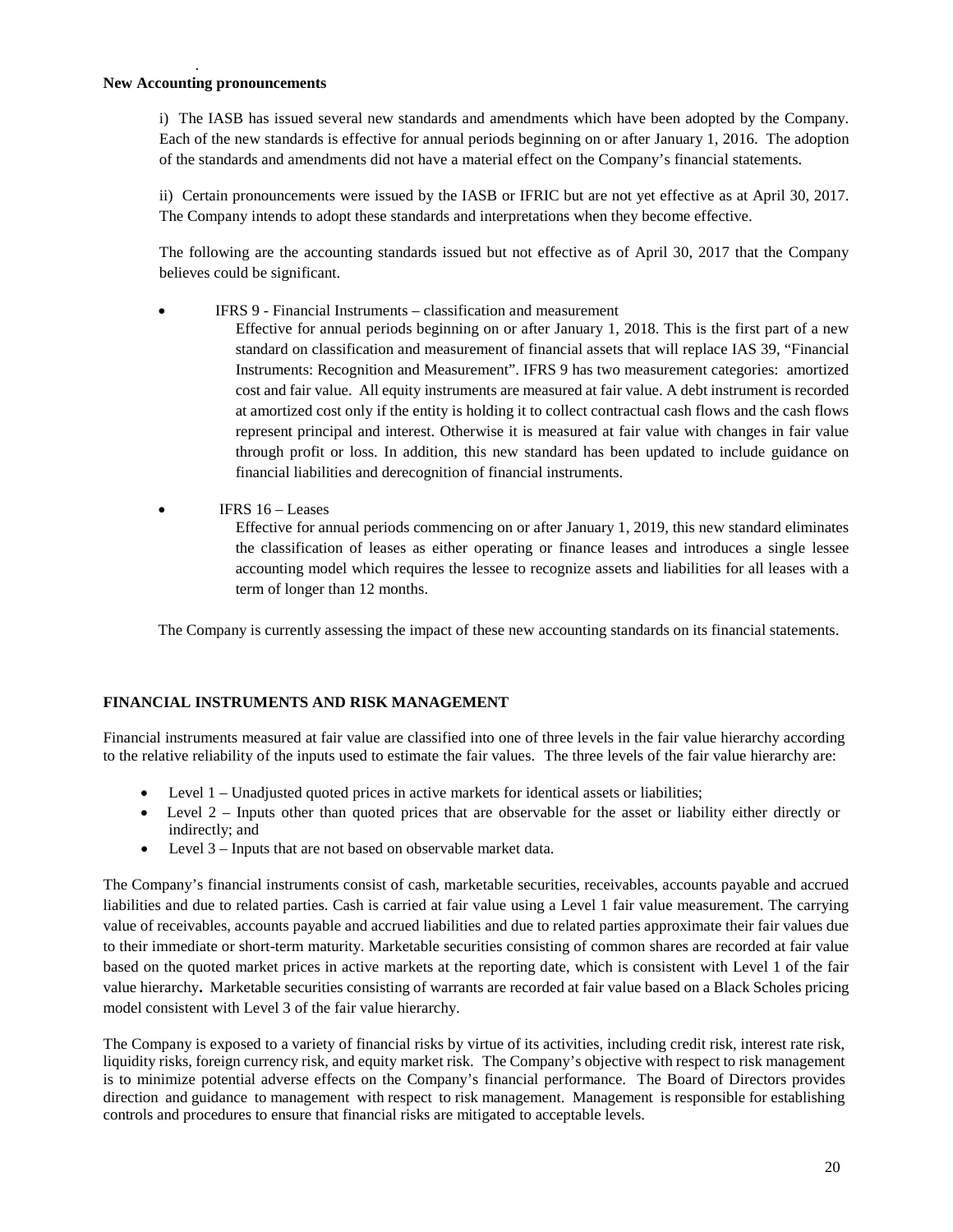**New Accounting pronouncements**

i) The IASB has issued several new standards and amendments which have been adopted by the Company. Each of the new standards is effective for annual periods beginning on or after January 1, 2016. The adoption of the standards and amendments did not have a material effect on the Company's financial statements.

ii) Certain pronouncements were issued by the IASB or IFRIC but are not yet effective as at April 30, 2017. The Company intends to adopt these standards and interpretations when they become effective.

The following are the accounting standards issued but not effective as of April 30, 2017 that the Company believes could be significant.

- IFRS 9 - Financial Instruments – classification and measurement

  Effective for annual periods beginning on or after January 1, 2018. This is the first part of a new standard on classification and measurement of financial assets that will replace IAS 39, "Financial Instruments: Recognition and Measurement". IFRS 9 has two measurement categories: amortized cost and fair value. All equity instruments are measured at fair value. A debt instrument is recorded at amortized cost only if the entity is holding it to collect contractual cash flows and the cash flows represent principal and interest. Otherwise it is measured at fair value with changes in fair value through profit or loss. In addition, this new standard has been updated to include guidance on financial liabilities and derecognition of financial instruments.

- IFRS 16 – Leases

  Effective for annual periods commencing on or after January 1, 2019, this new standard eliminates the classification of leases as either operating or finance leases and introduces a single lessee accounting model which requires the lessee to recognize assets and liabilities for all leases with a term of longer than 12 months.

The Company is currently assessing the impact of these new accounting standards on its financial statements.

## FINANCIAL INSTRUMENTS AND RISK MANAGEMENT

Financial instruments measured at fair value are classified into one of three levels in the fair value hierarchy according to the relative reliability of the inputs used to estimate the fair values. The three levels of the fair value hierarchy are:

- Level 1 – Unadjusted quoted prices in active markets for identical assets or liabilities;
- Level 2 – Inputs other than quoted prices that are observable for the asset or liability either directly or indirectly; and
- Level 3 – Inputs that are not based on observable market data.

The Company's financial instruments consist of cash, marketable securities, receivables, accounts payable and accrued liabilities and due to related parties. Cash is carried at fair value using a Level 1 fair value measurement. The carrying value of receivables, accounts payable and accrued liabilities and due to related parties approximate their fair values due to their immediate or short-term maturity. Marketable securities consisting of common shares are recorded at fair value based on the quoted market prices in active markets at the reporting date, which is consistent with Level 1 of the fair value hierarchy**.** Marketable securities consisting of warrants are recorded at fair value based on a Black Scholes pricing model consistent with Level 3 of the fair value hierarchy.

The Company is exposed to a variety of financial risks by virtue of its activities, including credit risk, interest rate risk, liquidity risks, foreign currency risk, and equity market risk. The Company's objective with respect to risk management is to minimize potential adverse effects on the Company's financial performance. The Board of Directors provides direction and guidance to management with respect to risk management. Management is responsible for establishing controls and procedures to ensure that financial risks are mitigated to acceptable levels.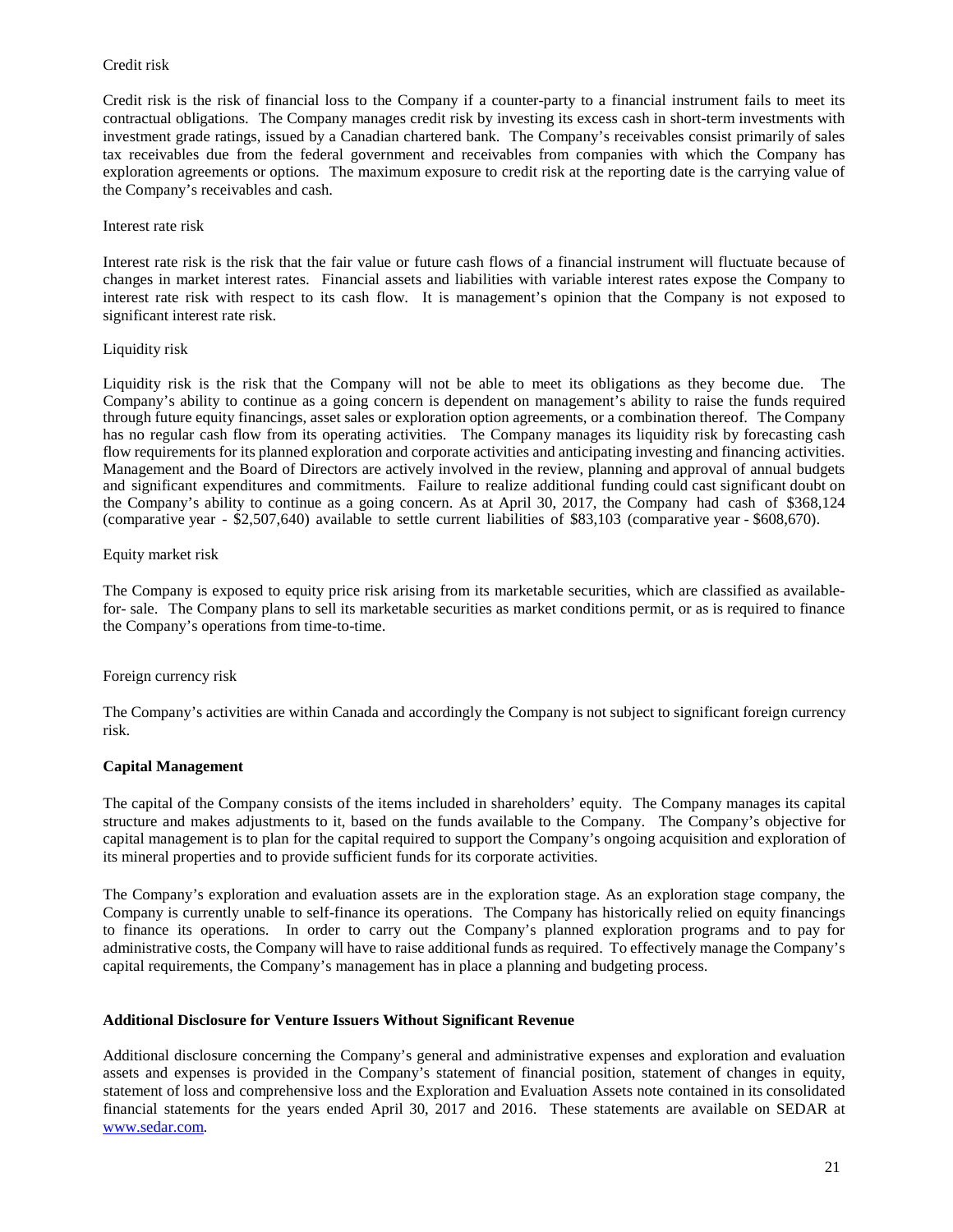Credit risk

Credit risk is the risk of financial loss to the Company if a counter-party to a financial instrument fails to meet its contractual obligations. The Company manages credit risk by investing its excess cash in short-term investments with investment grade ratings, issued by a Canadian chartered bank. The Company's receivables consist primarily of sales tax receivables due from the federal government and receivables from companies with which the Company has exploration agreements or options. The maximum exposure to credit risk at the reporting date is the carrying value of the Company's receivables and cash.

Interest rate risk

Interest rate risk is the risk that the fair value or future cash flows of a financial instrument will fluctuate because of changes in market interest rates. Financial assets and liabilities with variable interest rates expose the Company to interest rate risk with respect to its cash flow. It is management's opinion that the Company is not exposed to significant interest rate risk.

Liquidity risk

Liquidity risk is the risk that the Company will not be able to meet its obligations as they become due. The Company's ability to continue as a going concern is dependent on management's ability to raise the funds required through future equity financings, asset sales or exploration option agreements, or a combination thereof. The Company has no regular cash flow from its operating activities. The Company manages its liquidity risk by forecasting cash flow requirements for its planned exploration and corporate activities and anticipating investing and financing activities. Management and the Board of Directors are actively involved in the review, planning and approval of annual budgets and significant expenditures and commitments. Failure to realize additional funding could cast significant doubt on the Company's ability to continue as a going concern. As at April 30, 2017, the Company had cash of $368,124 (comparative year - $2,507,640) available to settle current liabilities of $83,103 (comparative year - $608,670).

Equity market risk

The Company is exposed to equity price risk arising from its marketable securities, which are classified as available-for- sale. The Company plans to sell its marketable securities as market conditions permit, or as is required to finance the Company's operations from time-to-time.

Foreign currency risk

The Company's activities are within Canada and accordingly the Company is not subject to significant foreign currency risk.

## Capital Management

The capital of the Company consists of the items included in shareholders' equity. The Company manages its capital structure and makes adjustments to it, based on the funds available to the Company. The Company's objective for capital management is to plan for the capital required to support the Company's ongoing acquisition and exploration of its mineral properties and to provide sufficient funds for its corporate activities.

The Company's exploration and evaluation assets are in the exploration stage. As an exploration stage company, the Company is currently unable to self-finance its operations. The Company has historically relied on equity financings to finance its operations. In order to carry out the Company's planned exploration programs and to pay for administrative costs, the Company will have to raise additional funds as required. To effectively manage the Company's capital requirements, the Company's management has in place a planning and budgeting process.

## Additional Disclosure for Venture Issuers Without Significant Revenue

Additional disclosure concerning the Company's general and administrative expenses and exploration and evaluation assets and expenses is provided in the Company's statement of financial position, statement of changes in equity, statement of loss and comprehensive loss and the Exploration and Evaluation Assets note contained in its consolidated financial statements for the years ended April 30, 2017 and 2016. These statements are available on SEDAR at [www.sedar.com](http://www.sedar.com).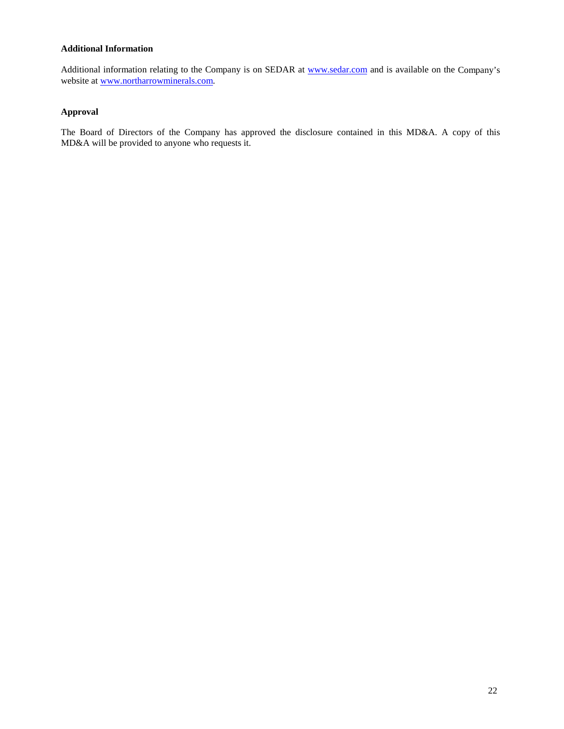### Additional Information

Additional information relating to the Company is on SEDAR at www.sedar.com and is available on the Company's website at www.northarrowminerals.com.

### Approval

The Board of Directors of the Company has approved the disclosure contained in this MD&A. A copy of this MD&A will be provided to anyone who requests it.